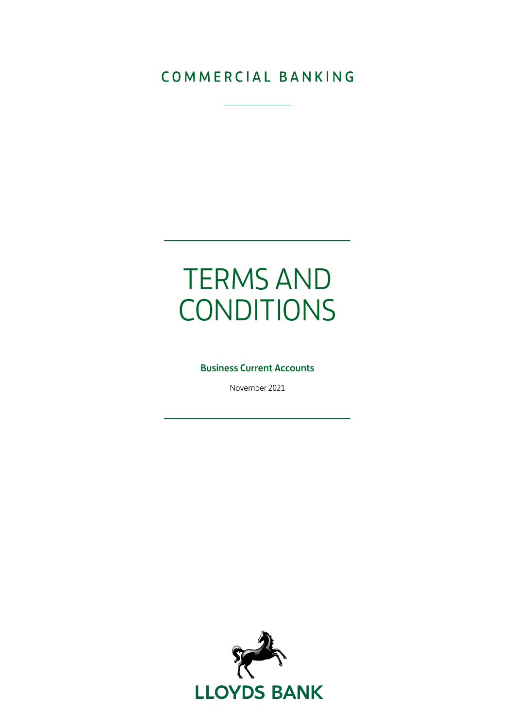COMMERCIAL BANKING

# TERMS AND CONDITIONS

**Business Current Accounts**

November 2021

LLOYDS BANK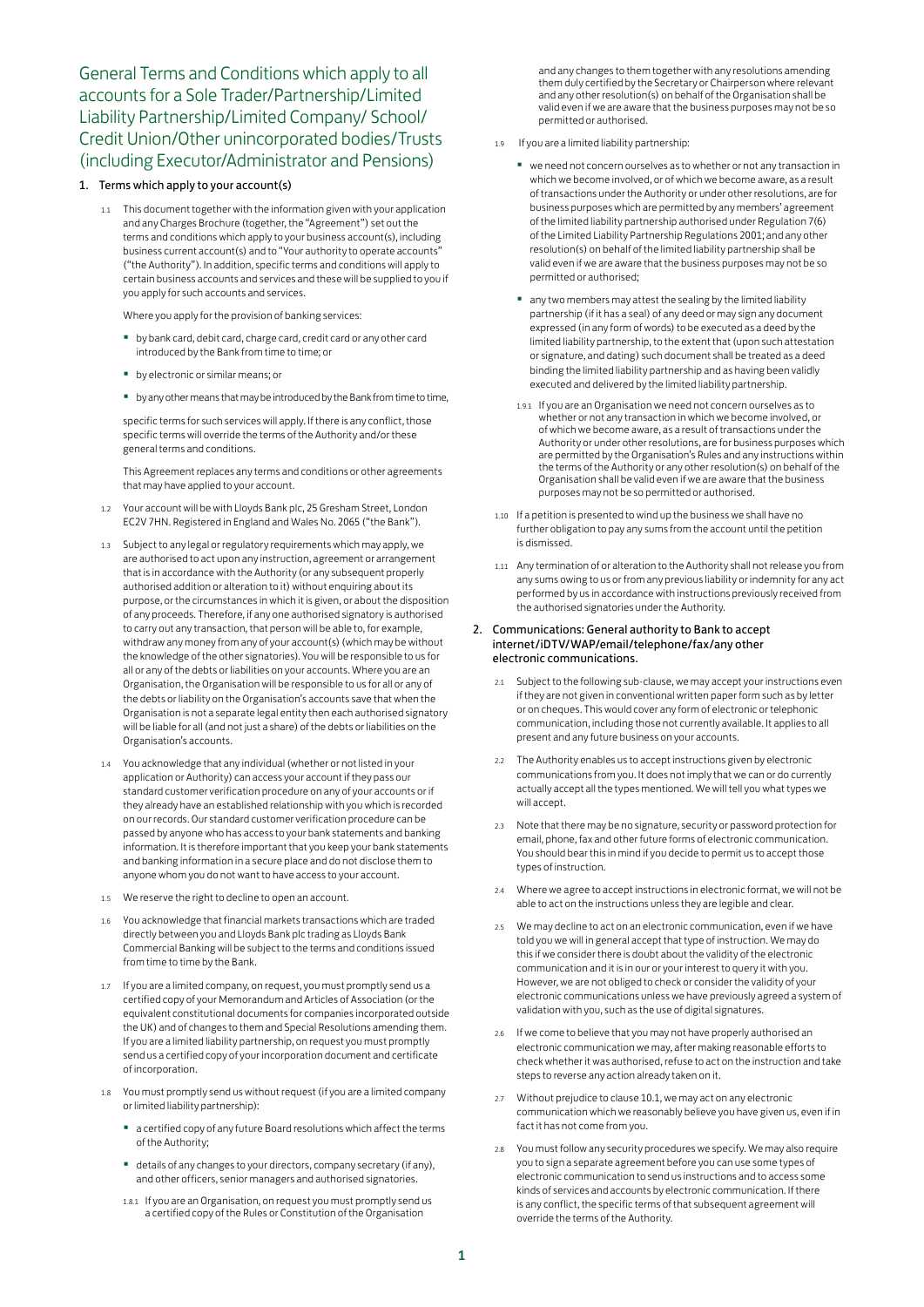# General Terms and Conditions which apply to all accounts for a Sole Trader/Partnership/Limited Liability Partnership/Limited Company/ School/ Credit Union/Other unincorporated bodies/Trusts (including Executor/Administrator and Pensions)

## 1. Terms which apply to your account(s)

1.1 This document together with the information given with your application and any Charges Brochure (together, the "Agreement") set out the terms and conditions which apply to your business account(s), including business current account(s) and to "Your authority to operate accounts" ("the Authority"). In addition, specific terms and conditions will apply to certain business accounts and services and these will be supplied to you if you apply for such accounts and services.

Where you apply for the provision of banking services:

- by bank card, debit card, charge card, credit card or any other card introduced by the Bank from time to time; or
- by electronic or similar means; or
- by any other means that may be introduced by the Bank from time to time,

specific terms for such services will apply. If there is any conflict, those specific terms will override the terms of the Authority and/or these general terms and conditions.

This Agreement replaces any terms and conditions or other agreements that may have applied to your account.

1.2 Your account will be with Lloyds Bank plc, 25 Gresham Street, London EC2V 7HN. Registered in England and Wales No. 2065 ("the Bank").

1.3 Subject to any legal or regulatory requirements which may apply, we are authorised to act upon any instruction, agreement or arrangement that is in accordance with the Authority (or any subsequent properly authorised addition or alteration to it) without enquiring about its purpose, or the circumstances in which it is given, or about the disposition of any proceeds. Therefore, if any one authorised signatory is authorised to carry out any transaction, that person will be able to, for example, withdraw any money from any of your account(s) (which may be without the knowledge of the other signatories). You will be responsible to us for all or any of the debts or liabilities on your accounts. Where you are an Organisation, the Organisation will be responsible to us for all or any of the debts or liability on the Organisation's accounts save that when the Organisation is not a separate legal entity then each authorised signatory will be liable for all (and not just a share) of the debts or liabilities on the Organisation's accounts.

1.4 You acknowledge that any individual (whether or not listed in your application or Authority) can access your account if they pass our standard customer verification procedure on any of your accounts or if they already have an established relationship with you which is recorded on our records. Our standard customer verification procedure can be passed by anyone who has access to your bank statements and banking information. It is therefore important that you keep your bank statements and banking information in a secure place and do not disclose them to anyone whom you do not want to have access to your account.

1.5 We reserve the right to decline to open an account.

1.6 You acknowledge that financial markets transactions which are traded directly between you and Lloyds Bank plc trading as Lloyds Bank Commercial Banking will be subject to the terms and conditions issued from time to time by the Bank.

1.7 If you are a limited company, on request, you must promptly send us a certified copy of your Memorandum and Articles of Association (or the equivalent constitutional documents for companies incorporated outside the UK) and of changes to them and Special Resolutions amending them. If you are a limited liability partnership, on request you must promptly send us a certified copy of your incorporation document and certificate of incorporation.

1.8 You must promptly send us without request (if you are a limited company or limited liability partnership):

- a certified copy of any future Board resolutions which affect the terms of the Authority;
- details of any changes to your directors, company secretary (if any), and other officers, senior managers and authorised signatories.

1.8.1 If you are an Organisation, on request you must promptly send us a certified copy of the Rules or Constitution of the Organisation and any changes to them together with any resolutions amending them duly certified by the Secretary or Chairperson where relevant and any other resolution(s) on behalf of the Organisation shall be valid even if we are aware that the business purposes may not be so permitted or authorised.

1.9 If you are a limited liability partnership:

- we need not concern ourselves as to whether or not any transaction in which we become involved, or of which we become aware, as a result of transactions under the Authority or under other resolutions, are for business purposes which are permitted by any members' agreement of the limited liability partnership authorised under Regulation 7(6) of the Limited Liability Partnership Regulations 2001; and any other resolution(s) on behalf of the limited liability partnership shall be valid even if we are aware that the business purposes may not be so permitted or authorised;
- any two members may attest the sealing by the limited liability partnership (if it has a seal) of any deed or may sign any document expressed (in any form of words) to be executed as a deed by the limited liability partnership, to the extent that (upon such attestation or signature, and dating) such document shall be treated as a deed binding the limited liability partnership and as having been validly executed and delivered by the limited liability partnership.

1.9.1 If you are an Organisation we need not concern ourselves as to whether or not any transaction in which we become involved, or of which we become aware, as a result of transactions under the Authority or under other resolutions, are for business purposes which are permitted by the Organisation's Rules and any instructions within the terms of the Authority or any other resolution(s) on behalf of the Organisation shall be valid even if we are aware that the business purposes may not be so permitted or authorised.

1.10 If a petition is presented to wind up the business we shall have no further obligation to pay any sums from the account until the petition is dismissed.

1.11 Any termination of or alteration to the Authority shall not release you from any sums owing to us or from any previous liability or indemnity for any act performed by us in accordance with instructions previously received from the authorised signatories under the Authority.

## 2. Communications: General authority to Bank to accept internet/iDTV/WAP/email/telephone/fax/any other electronic communications.

2.1 Subject to the following sub-clause, we may accept your instructions even if they are not given in conventional written paper form such as by letter or on cheques. This would cover any form of electronic or telephonic communication, including those not currently available. It applies to all present and any future business on your accounts.

2.2 The Authority enables us to accept instructions given by electronic communications from you. It does not imply that we can or do currently actually accept all the types mentioned. We will tell you what types we will accept.

2.3 Note that there may be no signature, security or password protection for email, phone, fax and other future forms of electronic communication. You should bear this in mind if you decide to permit us to accept those types of instruction.

2.4 Where we agree to accept instructions in electronic format, we will not be able to act on the instructions unless they are legible and clear.

2.5 We may decline to act on an electronic communication, even if we have told you we will in general accept that type of instruction. We may do this if we consider there is doubt about the validity of the electronic communication and it is in our or your interest to query it with you. However, we are not obliged to check or consider the validity of your electronic communications unless we have previously agreed a system of validation with you, such as the use of digital signatures.

2.6 If we come to believe that you may not have properly authorised an electronic communication we may, after making reasonable efforts to check whether it was authorised, refuse to act on the instruction and take steps to reverse any action already taken on it.

2.7 Without prejudice to clause 10.1, we may act on any electronic communication which we reasonably believe you have given us, even if in fact it has not come from you.

2.8 You must follow any security procedures we specify. We may also require you to sign a separate agreement before you can use some types of electronic communication to send us instructions and to access some kinds of services and accounts by electronic communication. If there is any conflict, the specific terms of that subsequent agreement will override the terms of the Authority.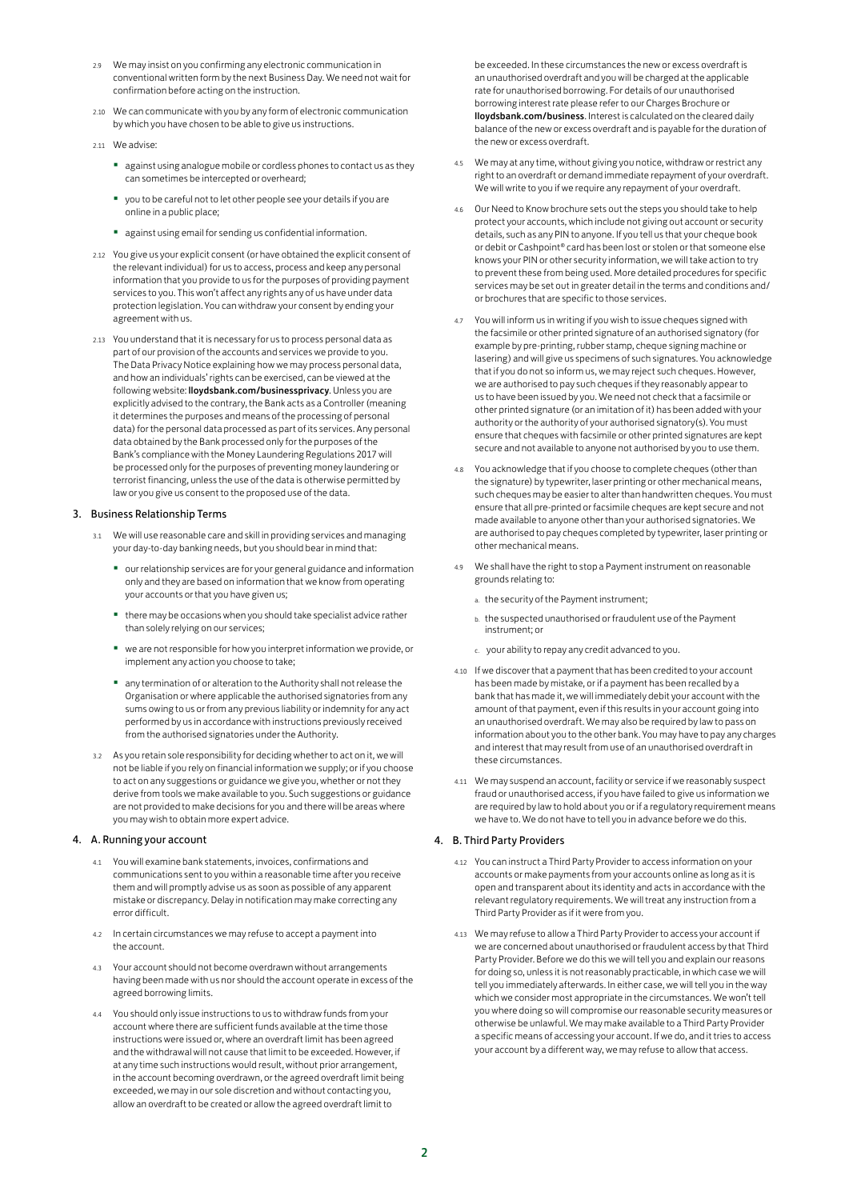2.9 We may insist on you confirming any electronic communication in conventional written form by the next Business Day. We need not wait for confirmation before acting on the instruction.

2.10 We can communicate with you by any form of electronic communication by which you have chosen to be able to give us instructions.

2.11 We advise:

- against using analogue mobile or cordless phones to contact us as they can sometimes be intercepted or overheard;
- you to be careful not to let other people see your details if you are online in a public place;
- against using email for sending us confidential information.

2.12 You give us your explicit consent (or have obtained the explicit consent of the relevant individual) for us to access, process and keep any personal information that you provide to us for the purposes of providing payment services to you. This won't affect any rights any of us have under data protection legislation. You can withdraw your consent by ending your agreement with us.

2.13 You understand that it is necessary for us to process personal data as part of our provision of the accounts and services we provide to you. The Data Privacy Notice explaining how we may process personal data, and how an individuals' rights can be exercised, can be viewed at the following website: **lloydsbank.com/businessprivacy**. Unless you are explicitly advised to the contrary, the Bank acts as a Controller (meaning it determines the purposes and means of the processing of personal data) for the personal data processed as part of its services. Any personal data obtained by the Bank processed only for the purposes of the Bank's compliance with the Money Laundering Regulations 2017 will be processed only for the purposes of preventing money laundering or terrorist financing, unless the use of the data is otherwise permitted by law or you give us consent to the proposed use of the data.

## 3. Business Relationship Terms

3.1 We will use reasonable care and skill in providing services and managing your day-to-day banking needs, but you should bear in mind that:

- our relationship services are for your general guidance and information only and they are based on information that we know from operating your accounts or that you have given us;
- there may be occasions when you should take specialist advice rather than solely relying on our services;
- we are not responsible for how you interpret information we provide, or implement any action you choose to take;
- any termination of or alteration to the Authority shall not release the Organisation or where applicable the authorised signatories from any sums owing to us or from any previous liability or indemnity for any act performed by us in accordance with instructions previously received from the authorised signatories under the Authority.

3.2 As you retain sole responsibility for deciding whether to act on it, we will not be liable if you rely on financial information we supply; or if you choose to act on any suggestions or guidance we give you, whether or not they derive from tools we make available to you. Such suggestions or guidance are not provided to make decisions for you and there will be areas where you may wish to obtain more expert advice.

## 4. A. Running your account

4.1 You will examine bank statements, invoices, confirmations and communications sent to you within a reasonable time after you receive them and will promptly advise us as soon as possible of any apparent mistake or discrepancy. Delay in notification may make correcting any error difficult.

4.2 In certain circumstances we may refuse to accept a payment into the account.

4.3 Your account should not become overdrawn without arrangements having been made with us nor should the account operate in excess of the agreed borrowing limits.

4.4 You should only issue instructions to us to withdraw funds from your account where there are sufficient funds available at the time those instructions were issued or, where an overdraft limit has been agreed and the withdrawal will not cause that limit to be exceeded. However, if at any time such instructions would result, without prior arrangement, in the account becoming overdrawn, or the agreed overdraft limit being exceeded, we may in our sole discretion and without contacting you, allow an overdraft to be created or allow the agreed overdraft limit to be exceeded. In these circumstances the new or excess overdraft is an unauthorised overdraft and you will be charged at the applicable rate for unauthorised borrowing. For details of our unauthorised borrowing interest rate please refer to our Charges Brochure or **lloydsbank.com/business**. Interest is calculated on the cleared daily balance of the new or excess overdraft and is payable for the duration of the new or excess overdraft.

4.5 We may at any time, without giving you notice, withdraw or restrict any right to an overdraft or demand immediate repayment of your overdraft. We will write to you if we require any repayment of your overdraft.

4.6 Our Need to Know brochure sets out the steps you should take to help protect your accounts, which include not giving out account or security details, such as any PIN to anyone. If you tell us that your cheque book or debit or Cashpoint® card has been lost or stolen or that someone else knows your PIN or other security information, we will take action to try to prevent these from being used. More detailed procedures for specific services may be set out in greater detail in the terms and conditions and/or brochures that are specific to those services.

4.7 You will inform us in writing if you wish to issue cheques signed with the facsimile or other printed signature of an authorised signatory (for example by pre-printing, rubber stamp, cheque signing machine or lasering) and will give us specimens of such signatures. You acknowledge that if you do not so inform us, we may reject such cheques. However, we are authorised to pay such cheques if they reasonably appear to us to have been issued by you. We need not check that a facsimile or other printed signature (or an imitation of it) has been added with your authority or the authority of your authorised signatory(s). You must ensure that cheques with facsimile or other printed signatures are kept secure and not available to anyone not authorised by you to use them.

4.8 You acknowledge that if you choose to complete cheques (other than the signature) by typewriter, laser printing or other mechanical means, such cheques may be easier to alter than handwritten cheques. You must ensure that all pre-printed or facsimile cheques are kept secure and not made available to anyone other than your authorised signatories. We are authorised to pay cheques completed by typewriter, laser printing or other mechanical means.

4.9 We shall have the right to stop a Payment instrument on reasonable grounds relating to:

a. the security of the Payment instrument;

b. the suspected unauthorised or fraudulent use of the Payment instrument; or

c. your ability to repay any credit advanced to you.

4.10 If we discover that a payment that has been credited to your account has been made by mistake, or if a payment has been recalled by a bank that has made it, we will immediately debit your account with the amount of that payment, even if this results in your account going into an unauthorised overdraft. We may also be required by law to pass on information about you to the other bank. You may have to pay any charges and interest that may result from use of an unauthorised overdraft in these circumstances.

4.11 We may suspend an account, facility or service if we reasonably suspect fraud or unauthorised access, if you have failed to give us information we are required by law to hold about you or if a regulatory requirement means we have to. We do not have to tell you in advance before we do this.

## 4. B. Third Party Providers

4.12 You can instruct a Third Party Provider to access information on your accounts or make payments from your accounts online as long as it is open and transparent about its identity and acts in accordance with the relevant regulatory requirements. We will treat any instruction from a Third Party Provider as if it were from you.

4.13 We may refuse to allow a Third Party Provider to access your account if we are concerned about unauthorised or fraudulent access by that Third Party Provider. Before we do this we will tell you and explain our reasons for doing so, unless it is not reasonably practicable, in which case we will tell you immediately afterwards. In either case, we will tell you in the way which we consider most appropriate in the circumstances. We won't tell you where doing so will compromise our reasonable security measures or otherwise be unlawful. We may make available to a Third Party Provider a specific means of accessing your account. If we do, and it tries to access your account by a different way, we may refuse to allow that access.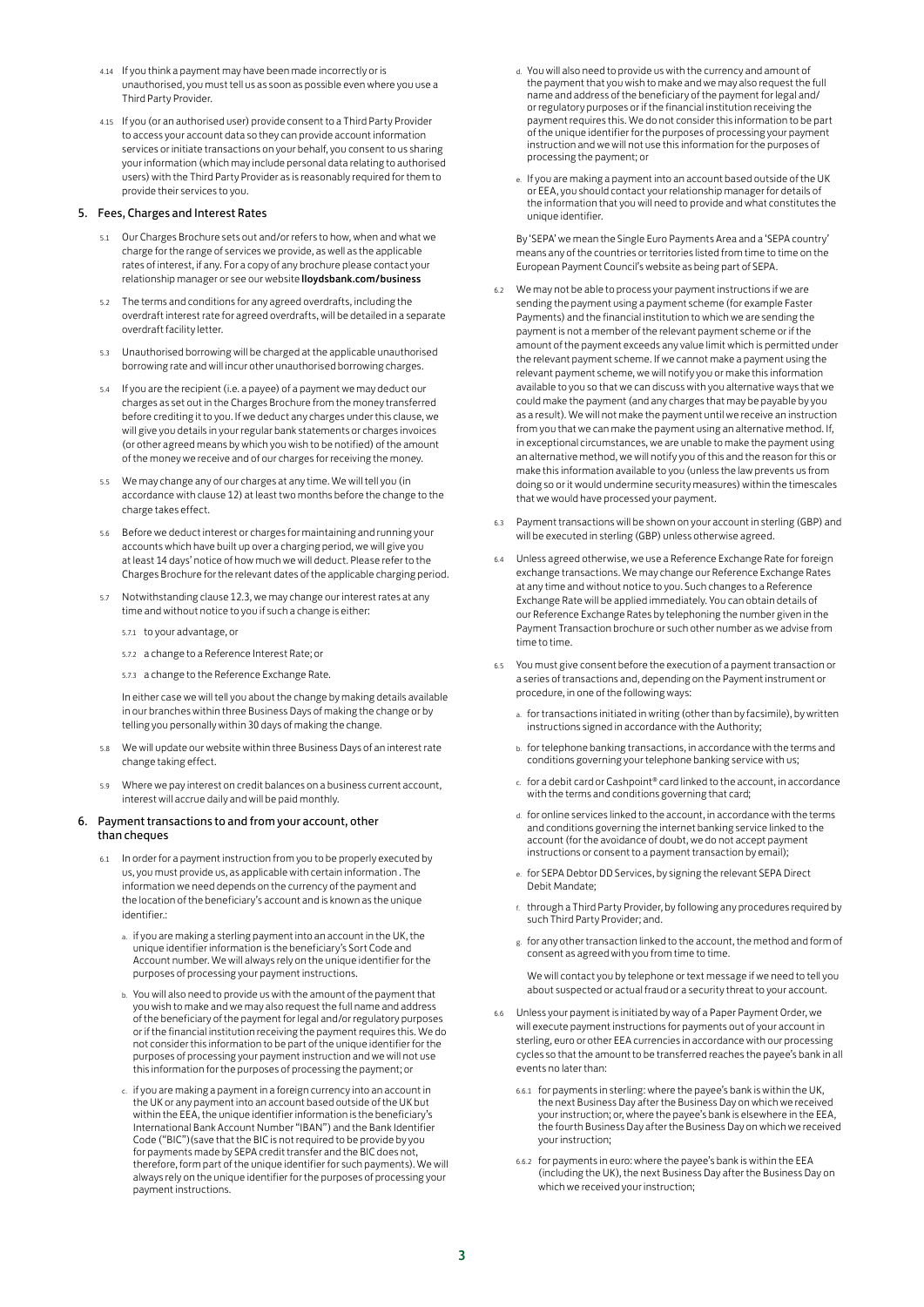4.14 If you think a payment may have been made incorrectly or is unauthorised, you must tell us as soon as possible even where you use a Third Party Provider.

4.15 If you (or an authorised user) provide consent to a Third Party Provider to access your account data so they can provide account information services or initiate transactions on your behalf, you consent to us sharing your information (which may include personal data relating to authorised users) with the Third Party Provider as is reasonably required for them to provide their services to you.

## 5. Fees, Charges and Interest Rates

5.1 Our Charges Brochure sets out and/or refers to how, when and what we charge for the range of services we provide, as well as the applicable rates of interest, if any. For a copy of any brochure please contact your relationship manager or see our website **lloydsbank.com/business**

5.2 The terms and conditions for any agreed overdrafts, including the overdraft interest rate for agreed overdrafts, will be detailed in a separate overdraft facility letter.

5.3 Unauthorised borrowing will be charged at the applicable unauthorised borrowing rate and will incur other unauthorised borrowing charges.

5.4 If you are the recipient (i.e. a payee) of a payment we may deduct our charges as set out in the Charges Brochure from the money transferred before crediting it to you. If we deduct any charges under this clause, we will give you details in your regular bank statements or charges invoices (or other agreed means by which you wish to be notified) of the amount of the money we receive and of our charges for receiving the money.

5.5 We may change any of our charges at any time. We will tell you (in accordance with clause 12) at least two months before the change to the charge takes effect.

5.6 Before we deduct interest or charges for maintaining and running your accounts which have built up over a charging period, we will give you at least 14 days' notice of how much we will deduct. Please refer to the Charges Brochure for the relevant dates of the applicable charging period.

5.7 Notwithstanding clause 12.3, we may change our interest rates at any time and without notice to you if such a change is either:

5.7.1 to your advantage, or

5.7.2 a change to a Reference Interest Rate; or

5.7.3 a change to the Reference Exchange Rate.

In either case we will tell you about the change by making details available in our branches within three Business Days of making the change or by telling you personally within 30 days of making the change.

5.8 We will update our website within three Business Days of an interest rate change taking effect.

5.9 Where we pay interest on credit balances on a business current account, interest will accrue daily and will be paid monthly.

## 6. Payment transactions to and from your account, other than cheques

6.1 In order for a payment instruction from you to be properly executed by us, you must provide us, as applicable with certain information . The information we need depends on the currency of the payment and the location of the beneficiary's account and is known as the unique identifier.:

a. if you are making a sterling payment into an account in the UK, the unique identifier information is the beneficiary's Sort Code and Account number. We will always rely on the unique identifier for the purposes of processing your payment instructions.

b. You will also need to provide us with the amount of the payment that you wish to make and we may also request the full name and address of the beneficiary of the payment for legal and/or regulatory purposes or if the financial institution receiving the payment requires this. We do not consider this information to be part of the unique identifier for the purposes of processing your payment instruction and we will not use this information for the purposes of processing the payment; or

c. if you are making a payment in a foreign currency into an account in the UK or any payment into an account based outside of the UK but within the EEA, the unique identifier information is the beneficiary's International Bank Account Number "IBAN") and the Bank Identifier Code ("BIC") (save that the BIC is not required to be provide by you for payments made by SEPA credit transfer and the BIC does not, therefore, form part of the unique identifier for such payments). We will always rely on the unique identifier for the purposes of processing your payment instructions.

d. You will also need to provide us with the currency and amount of the payment that you wish to make and we may also request the full name and address of the beneficiary of the payment for legal and/ or regulatory purposes or if the financial institution receiving the payment requires this. We do not consider this information to be part of the unique identifier for the purposes of processing your payment instruction and we will not use this information for the purposes of processing the payment; or

e. If you are making a payment into an account based outside of the UK or EEA, you should contact your relationship manager for details of the information that you will need to provide and what constitutes the unique identifier.

By 'SEPA' we mean the Single Euro Payments Area and a 'SEPA country' means any of the countries or territories listed from time to time on the European Payment Council's website as being part of SEPA.

6.2 We may not be able to process your payment instructions if we are sending the payment using a payment scheme (for example Faster Payments) and the financial institution to which we are sending the payment is not a member of the relevant payment scheme or if the amount of the payment exceeds any value limit which is permitted under the relevant payment scheme. If we cannot make a payment using the relevant payment scheme, we will notify you or make this information available to you so that we can discuss with you alternative ways that we could make the payment (and any charges that may be payable by you as a result). We will not make the payment until we receive an instruction from you that we can make the payment using an alternative method. If, in exceptional circumstances, we are unable to make the payment using an alternative method, we will notify you of this and the reason for this or make this information available to you (unless the law prevents us from doing so or it would undermine security measures) within the timescales that we would have processed your payment.

6.3 Payment transactions will be shown on your account in sterling (GBP) and will be executed in sterling (GBP) unless otherwise agreed.

6.4 Unless agreed otherwise, we use a Reference Exchange Rate for foreign exchange transactions. We may change our Reference Exchange Rates at any time and without notice to you. Such changes to a Reference Exchange Rate will be applied immediately. You can obtain details of our Reference Exchange Rates by telephoning the number given in the Payment Transaction brochure or such other number as we advise from time to time.

6.5 You must give consent before the execution of a payment transaction or a series of transactions and, depending on the Payment instrument or procedure, in one of the following ways:

a. for transactions initiated in writing (other than by facsimile), by written instructions signed in accordance with the Authority;

b. for telephone banking transactions, in accordance with the terms and conditions governing your telephone banking service with us;

c. for a debit card or Cashpoint® card linked to the account, in accordance with the terms and conditions governing that card;

d. for online services linked to the account, in accordance with the terms and conditions governing the internet banking service linked to the account (for the avoidance of doubt, we do not accept payment instructions or consent to a payment transaction by email);

e. for SEPA Debtor DD Services, by signing the relevant SEPA Direct Debit Mandate;

f. through a Third Party Provider, by following any procedures required by such Third Party Provider; and.

g. for any other transaction linked to the account, the method and form of consent as agreed with you from time to time.

We will contact you by telephone or text message if we need to tell you about suspected or actual fraud or a security threat to your account.

6.6 Unless your payment is initiated by way of a Paper Payment Order, we will execute payment instructions for payments out of your account in sterling, euro or other EEA currencies in accordance with our processing cycles so that the amount to be transferred reaches the payee's bank in all events no later than:

6.6.1 for payments in sterling: where the payee's bank is within the UK, the next Business Day after the Business Day on which we received your instruction; or, where the payee's bank is elsewhere in the EEA, the fourth Business Day after the Business Day on which we received your instruction;

6.6.2 for payments in euro: where the payee's bank is within the EEA (including the UK), the next Business Day after the Business Day on which we received your instruction;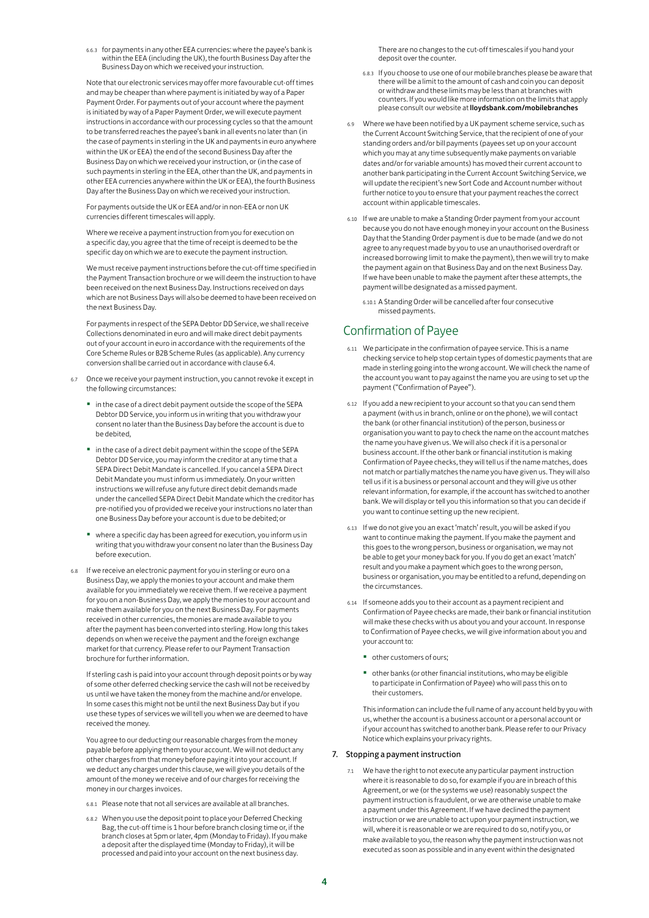6.6.3 for payments in any other EEA currencies: where the payee's bank is within the EEA (including the UK), the fourth Business Day after the Business Day on which we received your instruction.

Note that our electronic services may offer more favourable cut-off times and may be cheaper than where payment is initiated by way of a Paper Payment Order. For payments out of your account where the payment is initiated by way of a Paper Payment Order, we will execute payment instructions in accordance with our processing cycles so that the amount to be transferred reaches the payee's bank in all events no later than (in the case of payments in sterling in the UK and payments in euro anywhere within the UK or EEA) the end of the second Business Day after the Business Day on which we received your instruction, or (in the case of such payments in sterling in the EEA, other than the UK, and payments in other EEA currencies anywhere within the UK or EEA), the fourth Business Day after the Business Day on which we received your instruction.

For payments outside the UK or EEA and/or in non-EEA or non UK currencies different timescales will apply.

Where we receive a payment instruction from you for execution on a specific day, you agree that the time of receipt is deemed to be the specific day on which we are to execute the payment instruction.

We must receive payment instructions before the cut-off time specified in the Payment Transaction brochure or we will deem the instruction to have been received on the next Business Day. Instructions received on days which are not Business Days will also be deemed to have been received on the next Business Day.

For payments in respect of the SEPA Debtor DD Service, we shall receive Collections denominated in euro and will make direct debit payments out of your account in euro in accordance with the requirements of the Core Scheme Rules or B2B Scheme Rules (as applicable). Any currency conversion shall be carried out in accordance with clause 6.4.

6.7 Once we receive your payment instruction, you cannot revoke it except in the following circumstances:

- in the case of a direct debit payment outside the scope of the SEPA Debtor DD Service, you inform us in writing that you withdraw your consent no later than the Business Day before the account is due to be debited,
- in the case of a direct debit payment within the scope of the SEPA Debtor DD Service, you may inform the creditor at any time that a SEPA Direct Debit Mandate is cancelled. If you cancel a SEPA Direct Debit Mandate you must inform us immediately. On your written instructions we will refuse any future direct debit demands made under the cancelled SEPA Direct Debit Mandate which the creditor has pre-notified you of provided we receive your instructions no later than one Business Day before your account is due to be debited; or
- where a specific day has been agreed for execution, you inform us in writing that you withdraw your consent no later than the Business Day before execution.

6.8 If we receive an electronic payment for you in sterling or euro on a Business Day, we apply the monies to your account and make them available for you immediately we receive them. If we receive a payment for you on a non-Business Day, we apply the monies to your account and make them available for you on the next Business Day. For payments received in other currencies, the monies are made available to you after the payment has been converted into sterling. How long this takes depends on when we receive the payment and the foreign exchange market for that currency. Please refer to our Payment Transaction brochure for further information.

If sterling cash is paid into your account through deposit points or by way of some other deferred checking service the cash will not be received by us until we have taken the money from the machine and/or envelope. In some cases this might not be until the next Business Day but if you use these types of services we will tell you when we are deemed to have received the money.

You agree to our deducting our reasonable charges from the money payable before applying them to your account. We will not deduct any other charges from that money before paying it into your account. If we deduct any charges under this clause, we will give you details of the amount of the money we receive and of our charges for receiving the money in our charges invoices.

6.8.1 Please note that not all services are available at all branches.

6.8.2 When you use the deposit point to place your Deferred Checking Bag, the cut-off time is 1 hour before branch closing time or, if the branch closes at 5pm or later, 4pm (Monday to Friday). If you make a deposit after the displayed time (Monday to Friday), it will be processed and paid into your account on the next business day.

There are no changes to the cut-off timescales if you hand your deposit over the counter.

6.8.3 If you choose to use one of our mobile branches please be aware that there will be a limit to the amount of cash and coin you can deposit or withdraw and these limits may be less than at branches with counters. If you would like more information on the limits that apply please consult our website at **lloydsbank.com/mobilebranches**

6.9 Where we have been notified by a UK payment scheme service, such as the Current Account Switching Service, that the recipient of one of your standing orders and/or bill payments (payees set up on your account which you may at any time subsequently make payments on variable dates and/or for variable amounts) has moved their current account to another bank participating in the Current Account Switching Service, we will update the recipient's new Sort Code and Account number without further notice to you to ensure that your payment reaches the correct account within applicable timescales.

6.10 If we are unable to make a Standing Order payment from your account because you do not have enough money in your account on the Business Day that the Standing Order payment is due to be made (and we do not agree to any request made by you to use an unauthorised overdraft or increased borrowing limit to make the payment), then we will try to make the payment again on that Business Day and on the next Business Day. If we have been unable to make the payment after these attempts, the payment will be designated as a missed payment.

6.10.1 A Standing Order will be cancelled after four consecutive missed payments.

## Confirmation of Payee

6.11 We participate in the confirmation of payee service. This is a name checking service to help stop certain types of domestic payments that are made in sterling going into the wrong account. We will check the name of the account you want to pay against the name you are using to set up the payment ("Confirmation of Payee").

6.12 If you add a new recipient to your account so that you can send them a payment (with us in branch, online or on the phone), we will contact the bank (or other financial institution) of the person, business or organisation you want to pay to check the name on the account matches the name you have given us. We will also check if it is a personal or business account. If the other bank or financial institution is making Confirmation of Payee checks, they will tell us if the name matches, does not match or partially matches the name you have given us. They will also tell us if it is a business or personal account and they will give us other relevant information, for example, if the account has switched to another bank. We will display or tell you this information so that you can decide if you want to continue setting up the new recipient.

6.13 If we do not give you an exact 'match' result, you will be asked if you want to continue making the payment. If you make the payment and this goes to the wrong person, business or organisation, we may not be able to get your money back for you. If you do get an exact 'match' result and you make a payment which goes to the wrong person, business or organisation, you may be entitled to a refund, depending on the circumstances.

6.14 If someone adds you to their account as a payment recipient and Confirmation of Payee checks are made, their bank or financial institution will make these checks with us about you and your account. In response to Confirmation of Payee checks, we will give information about you and your account to:

- other customers of ours;
- other banks (or other financial institutions, who may be eligible to participate in Confirmation of Payee) who will pass this on to their customers.

This information can include the full name of any account held by you with us, whether the account is a business account or a personal account or if your account has switched to another bank. Please refer to our Privacy Notice which explains your privacy rights.

### 7. Stopping a payment instruction

7.1 We have the right to not execute any particular payment instruction where it is reasonable to do so, for example if you are in breach of this Agreement, or we (or the systems we use) reasonably suspect the payment instruction is fraudulent, or we are otherwise unable to make a payment under this Agreement. If we have declined the payment instruction or we are unable to act upon your payment instruction, we will, where it is reasonable or we are required to do so, notify you, or make available to you, the reason why the payment instruction was not executed as soon as possible and in any event within the designated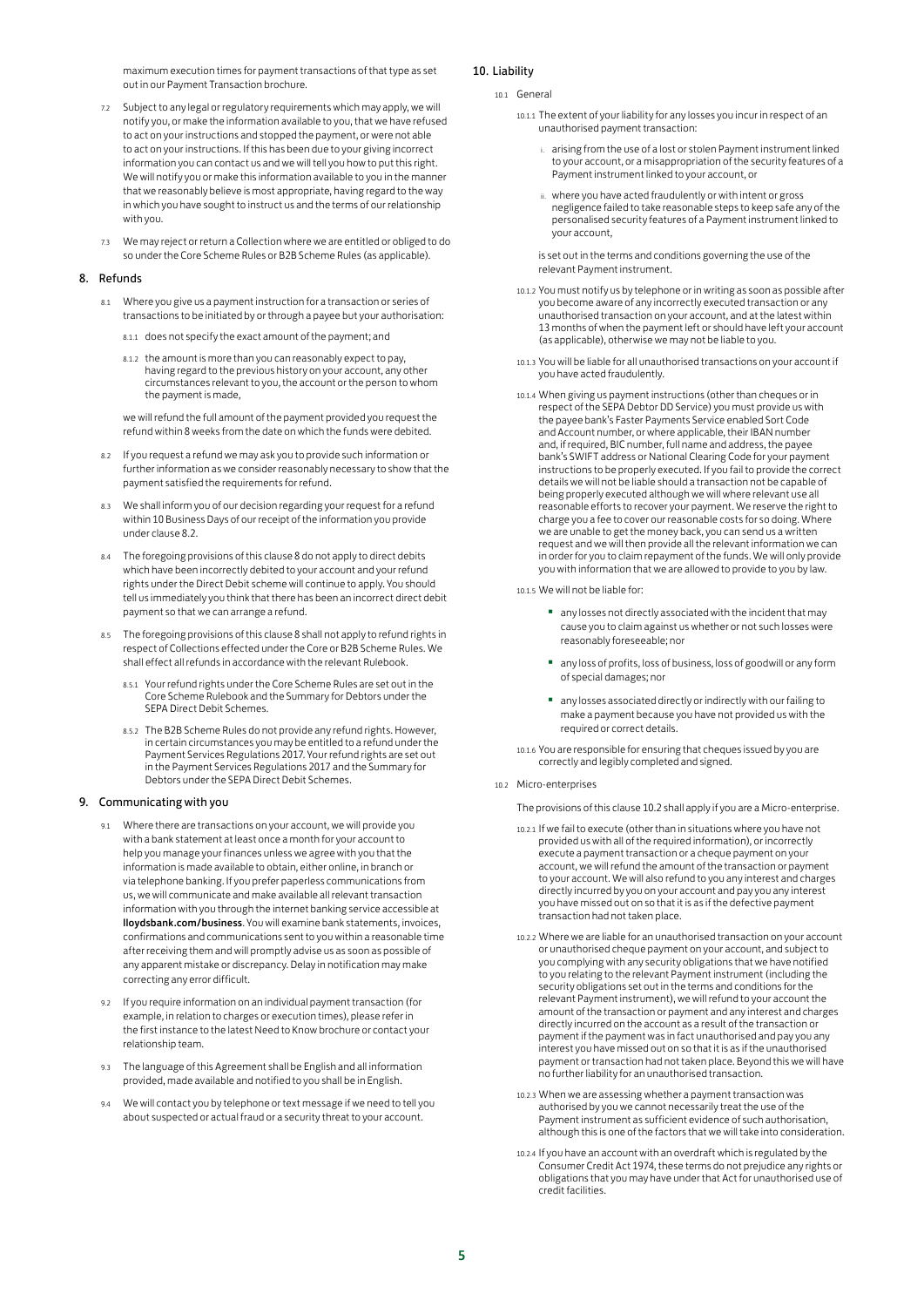maximum execution times for payment transactions of that type as set out in our Payment Transaction brochure.

7.2 Subject to any legal or regulatory requirements which may apply, we will notify you, or make the information available to you, that we have refused to act on your instructions and stopped the payment, or were not able to act on your instructions. If this has been due to your giving incorrect information you can contact us and we will tell you how to put this right. We will notify you or make this information available to you in the manner that we reasonably believe is most appropriate, having regard to the way in which you have sought to instruct us and the terms of our relationship with you.

7.3 We may reject or return a Collection where we are entitled or obliged to do so under the Core Scheme Rules or B2B Scheme Rules (as applicable).

## 8. Refunds

8.1 Where you give us a payment instruction for a transaction or series of transactions to be initiated by or through a payee but your authorisation:

8.1.1 does not specify the exact amount of the payment; and

8.1.2 the amount is more than you can reasonably expect to pay, having regard to the previous history on your account, any other circumstances relevant to you, the account or the person to whom the payment is made,

we will refund the full amount of the payment provided you request the refund within 8 weeks from the date on which the funds were debited.

8.2 If you request a refund we may ask you to provide such information or further information as we consider reasonably necessary to show that the payment satisfied the requirements for refund.

8.3 We shall inform you of our decision regarding your request for a refund within 10 Business Days of our receipt of the information you provide under clause 8.2.

8.4 The foregoing provisions of this clause 8 do not apply to direct debits which have been incorrectly debited to your account and your refund rights under the Direct Debit scheme will continue to apply. You should tell us immediately you think that there has been an incorrect direct debit payment so that we can arrange a refund.

8.5 The foregoing provisions of this clause 8 shall not apply to refund rights in respect of Collections effected under the Core or B2B Scheme Rules. We shall effect all refunds in accordance with the relevant Rulebook.

8.5.1 Your refund rights under the Core Scheme Rules are set out in the Core Scheme Rulebook and the Summary for Debtors under the SEPA Direct Debit Schemes.

8.5.2 The B2B Scheme Rules do not provide any refund rights. However, in certain circumstances you may be entitled to a refund under the Payment Services Regulations 2017. Your refund rights are set out in the Payment Services Regulations 2017 and the Summary for Debtors under the SEPA Direct Debit Schemes.

## 9. Communicating with you

9.1 Where there are transactions on your account, we will provide you with a bank statement at least once a month for your account to help you manage your finances unless we agree with you that the information is made available to obtain, either online, in branch or via telephone banking. If you prefer paperless communications from us, we will communicate and make available all relevant transaction information with you through the internet banking service accessible at **lloydsbank.com/business**. You will examine bank statements, invoices, confirmations and communications sent to you within a reasonable time after receiving them and will promptly advise us as soon as possible of any apparent mistake or discrepancy. Delay in notification may make correcting any error difficult.

9.2 If you require information on an individual payment transaction (for example, in relation to charges or execution times), please refer in the first instance to the latest Need to Know brochure or contact your relationship team.

9.3 The language of this Agreement shall be English and all information provided, made available and notified to you shall be in English.

9.4 We will contact you by telephone or text message if we need to tell you about suspected or actual fraud or a security threat to your account.

## 10. Liability

10.1 General

10.1.1 The extent of your liability for any losses you incur in respect of an unauthorised payment transaction:

i. arising from the use of a lost or stolen Payment instrument linked to your account, or a misappropriation of the security features of a Payment instrument linked to your account, or

ii. where you have acted fraudulently or with intent or gross negligence failed to take reasonable steps to keep safe any of the personalised security features of a Payment instrument linked to your account,

is set out in the terms and conditions governing the use of the relevant Payment instrument.

10.1.2 You must notify us by telephone or in writing as soon as possible after you become aware of any incorrectly executed transaction or any unauthorised transaction on your account, and at the latest within 13 months of when the payment left or should have left your account (as applicable), otherwise we may not be liable to you.

10.1.3 You will be liable for all unauthorised transactions on your account if you have acted fraudulently.

10.1.4 When giving us payment instructions (other than cheques or in respect of the SEPA Debtor DD Service) you must provide us with the payee bank's Faster Payments Service enabled Sort Code and Account number, or where applicable, their IBAN number and, if required, BIC number, full name and address, the payee bank's SWIFT address or National Clearing Code for your payment instructions to be properly executed. If you fail to provide the correct details we will not be liable should a transaction not be capable of being properly executed although we will where relevant use all reasonable efforts to recover your payment. We reserve the right to charge you a fee to cover our reasonable costs for so doing. Where we are unable to get the money back, you can send us a written request and we will then provide all the relevant information we can in order for you to claim repayment of the funds. We will only provide you with information that we are allowed to provide to you by law.

10.1.5 We will not be liable for:

- any losses not directly associated with the incident that may cause you to claim against us whether or not such losses were reasonably foreseeable; nor
- any loss of profits, loss of business, loss of goodwill or any form of special damages; nor
- any losses associated directly or indirectly with our failing to make a payment because you have not provided us with the required or correct details.

10.1.6 You are responsible for ensuring that cheques issued by you are correctly and legibly completed and signed.

10.2 Micro-enterprises

The provisions of this clause 10.2 shall apply if you are a Micro-enterprise.

10.2.1 If we fail to execute (other than in situations where you have not provided us with all of the required information), or incorrectly execute a payment transaction or a cheque payment on your account, we will refund the amount of the transaction or payment to your account. We will also refund to you any interest and charges directly incurred by you on your account and pay you any interest you have missed out on so that it is as if the defective payment transaction had not taken place.

10.2.2 Where we are liable for an unauthorised transaction on your account or unauthorised cheque payment on your account, and subject to you complying with any security obligations that we have notified to you relating to the relevant Payment instrument (including the security obligations set out in the terms and conditions for the relevant Payment instrument), we will refund to your account the amount of the transaction or payment and any interest and charges directly incurred on the account as a result of the transaction or payment if the payment was in fact unauthorised and pay you any interest you have missed out on so that it is as if the unauthorised payment or transaction had not taken place. Beyond this we will have no further liability for an unauthorised transaction.

10.2.3 When we are assessing whether a payment transaction was authorised by you we cannot necessarily treat the use of the Payment instrument as sufficient evidence of such authorisation, although this is one of the factors that we will take into consideration.

10.2.4 If you have an account with an overdraft which is regulated by the Consumer Credit Act 1974, these terms do not prejudice any rights or obligations that you may have under that Act for unauthorised use of credit facilities.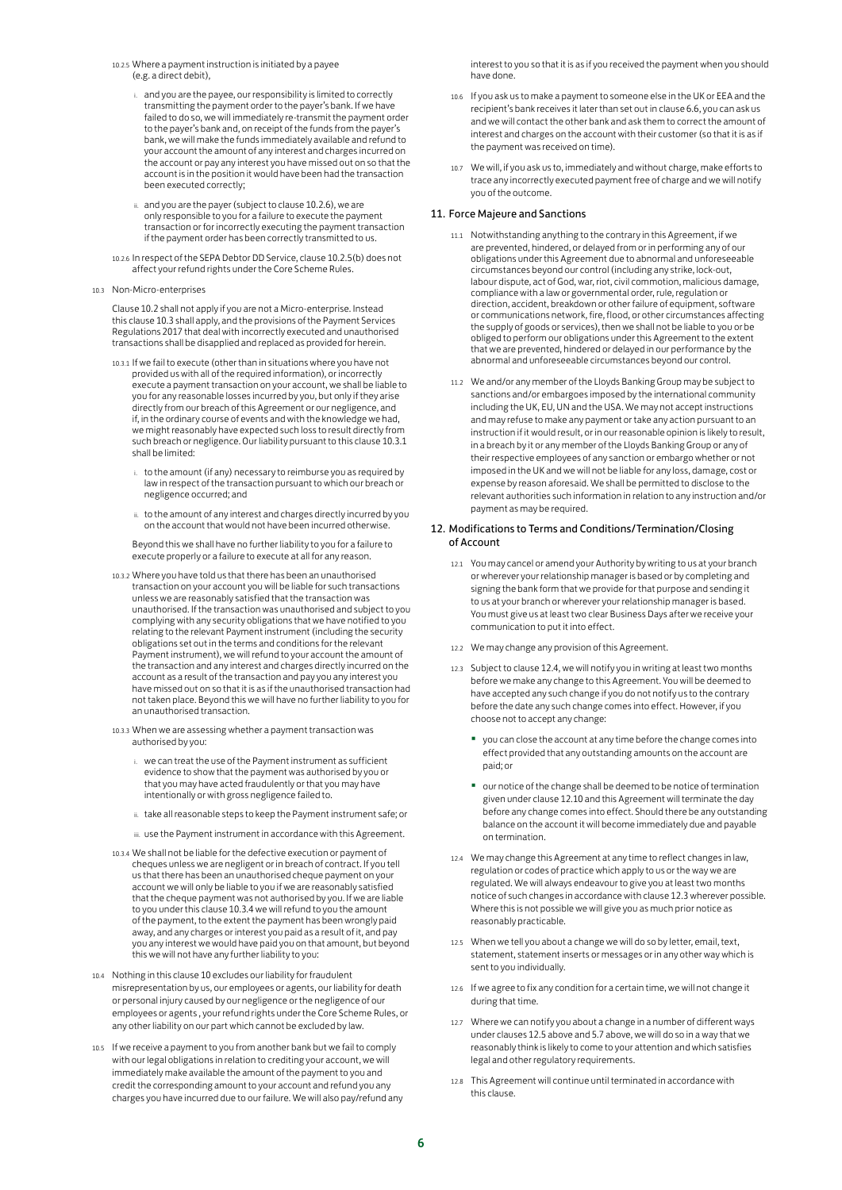10.2.5 Where a payment instruction is initiated by a payee (e.g. a direct debit),

i. and you are the payee, our responsibility is limited to correctly transmitting the payment order to the payer's bank. If we have failed to do so, we will immediately re-transmit the payment order to the payer's bank and, on receipt of the funds from the payer's bank, we will make the funds immediately available and refund to your account the amount of any interest and charges incurred on the account or pay any interest you have missed out on so that the account is in the position it would have been had the transaction been executed correctly;

ii. and you are the payer (subject to clause 10.2.6), we are only responsible to you for a failure to execute the payment transaction or for incorrectly executing the payment transaction if the payment order has been correctly transmitted to us.

10.2.6 In respect of the SEPA Debtor DD Service, clause 10.2.5(b) does not affect your refund rights under the Core Scheme Rules.

10.3 Non-Micro-enterprises

Clause 10.2 shall not apply if you are not a Micro-enterprise. Instead this clause 10.3 shall apply, and the provisions of the Payment Services Regulations 2017 that deal with incorrectly executed and unauthorised transactions shall be disapplied and replaced as provided for herein.

10.3.1 If we fail to execute (other than in situations where you have not provided us with all of the required information), or incorrectly execute a payment transaction on your account, we shall be liable to you for any reasonable losses incurred by you, but only if they arise directly from our breach of this Agreement or our negligence, and if, in the ordinary course of events and with the knowledge we had, we might reasonably have expected such loss to result directly from such breach or negligence. Our liability pursuant to this clause 10.3.1 shall be limited:

i. to the amount (if any) necessary to reimburse you as required by law in respect of the transaction pursuant to which our breach or negligence occurred; and

ii. to the amount of any interest and charges directly incurred by you on the account that would not have been incurred otherwise.

Beyond this we shall have no further liability to you for a failure to execute properly or a failure to execute at all for any reason.

10.3.2 Where you have told us that there has been an unauthorised transaction on your account you will be liable for such transactions unless we are reasonably satisfied that the transaction was unauthorised. If the transaction was unauthorised and subject to you complying with any security obligations that we have notified to you relating to the relevant Payment instrument (including the security obligations set out in the terms and conditions for the relevant Payment instrument), we will refund to your account the amount of the transaction and any interest and charges directly incurred on the account as a result of the transaction and pay you any interest you have missed out on so that it is as if the unauthorised transaction had not taken place. Beyond this we will have no further liability to you for an unauthorised transaction.

10.3.3 When we are assessing whether a payment transaction was authorised by you:

i. we can treat the use of the Payment instrument as sufficient evidence to show that the payment was authorised by you or that you may have acted fraudulently or that you may have intentionally or with gross negligence failed to.

ii. take all reasonable steps to keep the Payment instrument safe; or

iii. use the Payment instrument in accordance with this Agreement.

10.3.4 We shall not be liable for the defective execution or payment of cheques unless we are negligent or in breach of contract. If you tell us that there has been an unauthorised cheque payment on your account we will only be liable to you if we are reasonably satisfied that the cheque payment was not authorised by you. If we are liable to you under this clause 10.3.4 we will refund to you the amount of the payment, to the extent the payment has been wrongly paid away, and any charges or interest you paid as a result of it, and pay you any interest we would have paid you on that amount, but beyond this we will not have any further liability to you:

10.4 Nothing in this clause 10 excludes our liability for fraudulent misrepresentation by us, our employees or agents, our liability for death or personal injury caused by our negligence or the negligence of our employees or agents , your refund rights under the Core Scheme Rules, or any other liability on our part which cannot be excluded by law.

10.5 If we receive a payment to you from another bank but we fail to comply with our legal obligations in relation to crediting your account, we will immediately make available the amount of the payment to you and credit the corresponding amount to your account and refund you any charges you have incurred due to our failure. We will also pay/refund any interest to you so that it is as if you received the payment when you should have done.

10.6 If you ask us to make a payment to someone else in the UK or EEA and the recipient's bank receives it later than set out in clause 6.6, you can ask us and we will contact the other bank and ask them to correct the amount of interest and charges on the account with their customer (so that it is as if the payment was received on time).

10.7 We will, if you ask us to, immediately and without charge, make efforts to trace any incorrectly executed payment free of charge and we will notify you of the outcome.

## 11. Force Majeure and Sanctions

11.1 Notwithstanding anything to the contrary in this Agreement, if we are prevented, hindered, or delayed from or in performing any of our obligations under this Agreement due to abnormal and unforeseeable circumstances beyond our control (including any strike, lock-out, labour dispute, act of God, war, riot, civil commotion, malicious damage, compliance with a law or governmental order, rule, regulation or direction, accident, breakdown or other failure of equipment, software or communications network, fire, flood, or other circumstances affecting the supply of goods or services), then we shall not be liable to you or be obliged to perform our obligations under this Agreement to the extent that we are prevented, hindered or delayed in our performance by the abnormal and unforeseeable circumstances beyond our control.

11.2 We and/or any member of the Lloyds Banking Group may be subject to sanctions and/or embargoes imposed by the international community including the UK, EU, UN and the USA. We may not accept instructions and may refuse to make any payment or take any action pursuant to an instruction if it would result, or in our reasonable opinion is likely to result, in a breach by it or any member of the Lloyds Banking Group or any of their respective employees of any sanction or embargo whether or not imposed in the UK and we will not be liable for any loss, damage, cost or expense by reason aforesaid. We shall be permitted to disclose to the relevant authorities such information in relation to any instruction and/or payment as may be required.

## 12. Modifications to Terms and Conditions/Termination/Closing of Account

12.1 You may cancel or amend your Authority by writing to us at your branch or wherever your relationship manager is based or by completing and signing the bank form that we provide for that purpose and sending it to us at your branch or wherever your relationship manager is based. You must give us at least two clear Business Days after we receive your communication to put it into effect.

12.2 We may change any provision of this Agreement.

12.3 Subject to clause 12.4, we will notify you in writing at least two months before we make any change to this Agreement. You will be deemed to have accepted any such change if you do not notify us to the contrary before the date any such change comes into effect. However, if you choose not to accept any change:

- you can close the account at any time before the change comes into effect provided that any outstanding amounts on the account are paid; or
- our notice of the change shall be deemed to be notice of termination given under clause 12.10 and this Agreement will terminate the day before any change comes into effect. Should there be any outstanding balance on the account it will become immediately due and payable on termination.

12.4 We may change this Agreement at any time to reflect changes in law, regulation or codes of practice which apply to us or the way we are regulated. We will always endeavour to give you at least two months notice of such changes in accordance with clause 12.3 wherever possible. Where this is not possible we will give you as much prior notice as reasonably practicable.

12.5 When we tell you about a change we will do so by letter, email, text, statement, statement inserts or messages or in any other way which is sent to you individually.

12.6 If we agree to fix any condition for a certain time, we will not change it during that time.

12.7 Where we can notify you about a change in a number of different ways under clauses 12.5 above and 5.7 above, we will do so in a way that we reasonably think is likely to come to your attention and which satisfies legal and other regulatory requirements.

12.8 This Agreement will continue until terminated in accordance with this clause.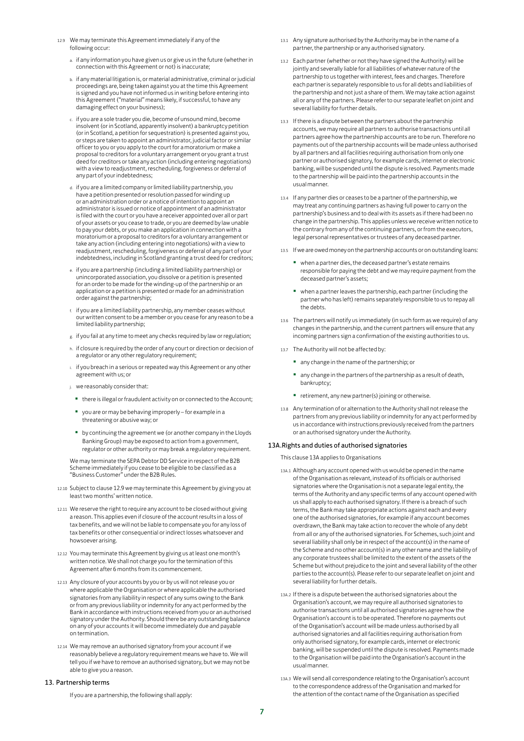12.9 We may terminate this Agreement immediately if any of the following occur:

a. if any information you have given us or give us in the future (whether in connection with this Agreement or not) is inaccurate;

b. if any material litigation is, or material administrative, criminal or judicial proceedings are, being taken against you at the time this Agreement is signed and you have not informed us in writing before entering into this Agreement ("material" means likely, if successful, to have any damaging effect on your business);

c. if you are a sole trader you die, become of unsound mind, become insolvent (or in Scotland, apparently insolvent) a bankruptcy petition (or in Scotland, a petition for sequestration) is presented against you, or steps are taken to appoint an administrator, judicial factor or similar officer to you or you apply to the court for a moratorium or make a proposal to creditors for a voluntary arrangement or you grant a trust deed for creditors or take any action (including entering negotiations) with a view to readjustment, rescheduling, forgiveness or deferral of any part of your indebtedness;

d. if you are a limited company or limited liability partnership, you have a petition presented or resolution passed for winding up or an administration order or a notice of intention to appoint an administrator is issued or notice of appointment of an administrator is filed with the court or you have a receiver appointed over all or part of your assets or you cease to trade, or you are deemed by law unable to pay your debts, or you make an application in connection with a moratorium or a proposal to creditors for a voluntary arrangement or take any action (including entering into negotiations) with a view to readjustment, rescheduling, forgiveness or deferral of any part of your indebtedness, including in Scotland granting a trust deed for creditors;

e. if you are a partnership (including a limited liability partnership) or unincorporated association, you dissolve or a petition is presented for an order to be made for the winding-up of the partnership or an application or a petition is presented or made for an administration order against the partnership;

f. if you are a limited liability partnership, any member ceases without our written consent to be a member or you cease for any reason to be a limited liability partnership;

g. if you fail at any time to meet any checks required by law or regulation;

h. if closure is required by the order of any court or direction or decision of a regulator or any other regulatory requirement;

i. if you breach in a serious or repeated way this Agreement or any other agreement with us; or

j. we reasonably consider that:

- there is illegal or fraudulent activity on or connected to the Account;
- you are or may be behaving improperly – for example in a threatening or abusive way; or
- by continuing the agreement we (or another company in the Lloyds Banking Group) may be exposed to action from a government, regulator or other authority or may break a regulatory requirement.

We may terminate the SEPA Debtor DD Service in respect of the B2B Scheme immediately if you cease to be eligible to be classified as a "Business Customer" under the B2B Rules.

12.10 Subject to clause 12.9 we may terminate this Agreement by giving you at least two months' written notice.

12.11 We reserve the right to require any account to be closed without giving a reason. This applies even if closure of the account results in a loss of tax benefits, and we will not be liable to compensate you for any loss of tax benefits or other consequential or indirect losses whatsoever and howsoever arising.

12.12 You may terminate this Agreement by giving us at least one month's written notice. We shall not charge you for the termination of this Agreement after 6 months from its commencement.

12.13 Any closure of your accounts by you or by us will not release you or where applicable the Organisation or where applicable the authorised signatories from any liability in respect of any sums owing to the Bank or from any previous liability or indemnity for any act performed by the Bank in accordance with instructions received from you or an authorised signatory under the Authority. Should there be any outstanding balance on any of your accounts it will become immediately due and payable on termination.

12.14 We may remove an authorised signatory from your account if we reasonably believe a regulatory requirement means we have to. We will tell you if we have to remove an authorised signatory, but we may not be able to give you a reason.

## 13. Partnership terms

If you are a partnership, the following shall apply:

13.1 Any signature authorised by the Authority may be in the name of a partner, the partnership or any authorised signatory.

13.2 Each partner (whether or not they have signed the Authority) will be jointly and severally liable for all liabilities of whatever nature of the partnership to us together with interest, fees and charges. Therefore each partner is separately responsible to us for all debts and liabilities of the partnership and not just a share of them. We may take action against all or any of the partners. Please refer to our separate leaflet on joint and several liability for further details.

13.3 If there is a dispute between the partners about the partnership accounts, we may require all partners to authorise transactions until all partners agree how the partnership accounts are to be run. Therefore no payments out of the partnership accounts will be made unless authorised by all partners and all facilities requiring authorisation from only one partner or authorised signatory, for example cards, internet or electronic banking, will be suspended until the dispute is resolved. Payments made to the partnership will be paid into the partnership accounts in the usual manner.

13.4 If any partner dies or ceases to be a partner of the partnership, we may treat any continuing partners as having full power to carry on the partnership's business and to deal with its assets as if there had been no change in the partnership. This applies unless we receive written notice to the contrary from any of the continuing partners, or from the executors, legal personal representatives or trustees of any deceased partner.

13.5 If we are owed money on the partnership accounts or on outstanding loans:

- when a partner dies, the deceased partner's estate remains responsible for paying the debt and we may require payment from the deceased partner's assets;
- when a partner leaves the partnership, each partner (including the partner who has left) remains separately responsible to us to repay all the debts.

13.6 The partners will notify us immediately (in such form as we require) of any changes in the partnership, and the current partners will ensure that any incoming partners sign a confirmation of the existing authorities to us.

13.7 The Authority will not be affected by:

- any change in the name of the partnership; or
- any change in the partners of the partnership as a result of death, bankruptcy;
- retirement, any new partner(s) joining or otherwise.

13.8 Any termination of or alternation to the Authority shall not release the partners from any previous liability or indemnity for any act performed by us in accordance with instructions previously received from the partners or an authorised signatory under the Authority.

## 13A. Rights and duties of authorised signatories

This clause 13A applies to Organisations

13A.1 Although any account opened with us would be opened in the name of the Organisation as relevant, instead of its officials or authorised signatories where the Organisation is not a separate legal entity, the terms of the Authority and any specific terms of any account opened with us shall apply to each authorised signatory. If there is a breach of such terms, the Bank may take appropriate actions against each and every one of the authorised signatories, for example if any account becomes overdrawn, the Bank may take action to recover the whole of any debt from all or any of the authorised signatories. For Schemes, such joint and several liability shall only be in respect of the account(s) in the name of the Scheme and no other account(s) in any other name and the liability of any corporate trustees shall be limited to the extent of the assets of the Scheme but without prejudice to the joint and several liability of the other parties to the account(s). Please refer to our separate leaflet on joint and several liability for further details.

13A.2 If there is a dispute between the authorised signatories about the Organisation's account, we may require all authorised signatories to authorise transactions until all authorised signatories agree how the Organisation's account is to be operated. Therefore no payments out of the Organisation's account will be made unless authorised by all authorised signatories and all facilities requiring authorisation from only authorised signatory, for example cards, internet or electronic banking, will be suspended until the dispute is resolved. Payments made to the Organisation will be paid into the Organisation's account in the usual manner.

13A.3 We will send all correspondence relating to the Organisation's account to the correspondence address of the Organisation and marked for the attention of the contact name of the Organisation as specified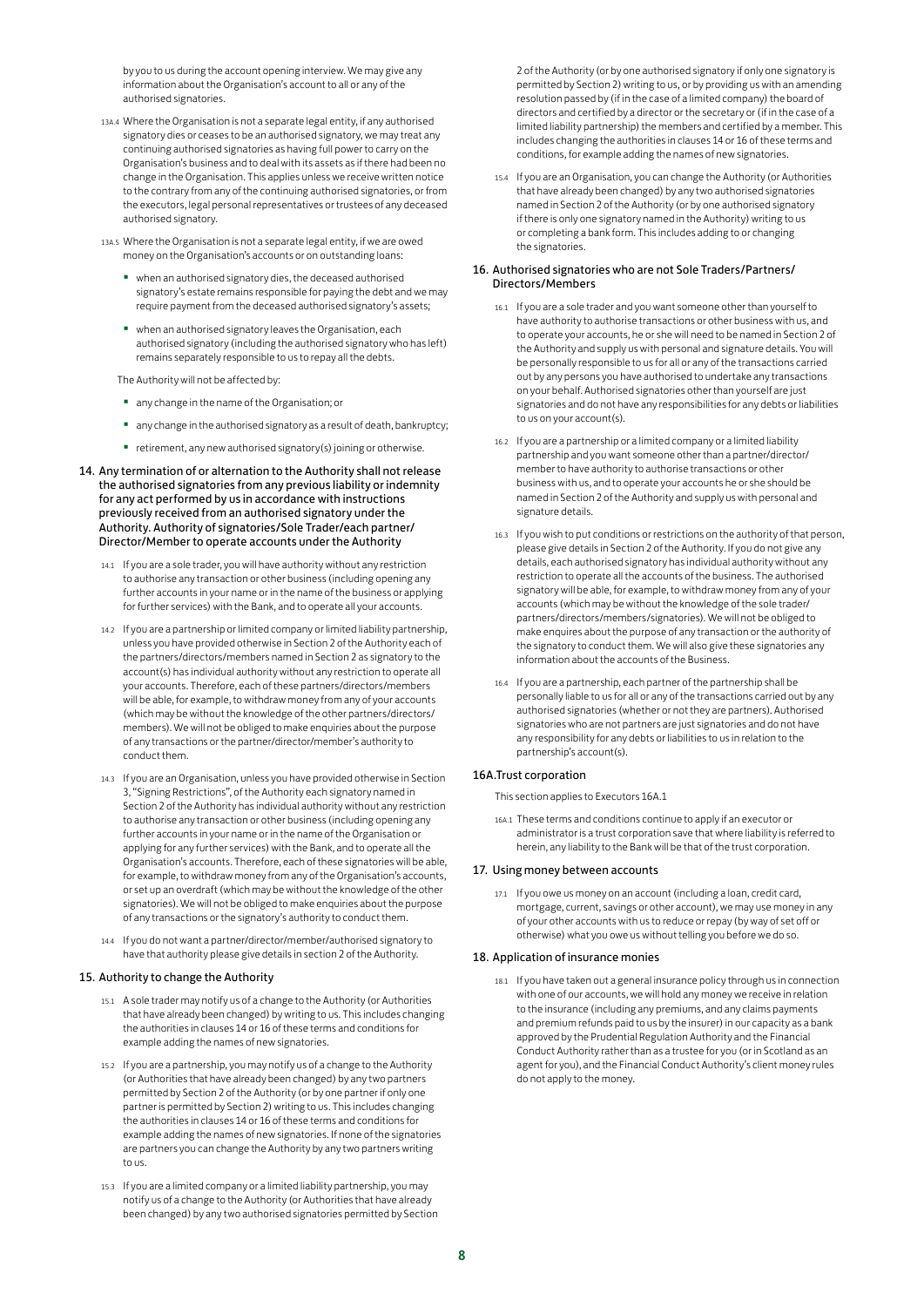by you to us during the account opening interview. We may give any information about the Organisation's account to all or any of the authorised signatories.

13A.4 Where the Organisation is not a separate legal entity, if any authorised signatory dies or ceases to be an authorised signatory, we may treat any continuing authorised signatories as having full power to carry on the Organisation's business and to deal with its assets as if there had been no change in the Organisation. This applies unless we receive written notice to the contrary from any of the continuing authorised signatories, or from the executors, legal personal representatives or trustees of any deceased authorised signatory.

13A.5 Where the Organisation is not a separate legal entity, if we are owed money on the Organisation's accounts or on outstanding loans:

- when an authorised signatory dies, the deceased authorised signatory's estate remains responsible for paying the debt and we may require payment from the deceased authorised signatory's assets;
- when an authorised signatory leaves the Organisation, each authorised signatory (including the authorised signatory who has left) remains separately responsible to us to repay all the debts.

The Authority will not be affected by:

- any change in the name of the Organisation; or
- any change in the authorised signatory as a result of death, bankruptcy;
- retirement, any new authorised signatory(s) joining or otherwise.

## 14. Any termination of or alternation to the Authority shall not release the authorised signatories from any previous liability or indemnity for any act performed by us in accordance with instructions previously received from an authorised signatory under the Authority. Authority of signatories/Sole Trader/each partner/ Director/Member to operate accounts under the Authority

14.1 If you are a sole trader, you will have authority without any restriction to authorise any transaction or other business (including opening any further accounts in your name or in the name of the business or applying for further services) with the Bank, and to operate all your accounts.

14.2 If you are a partnership or limited company or limited liability partnership, unless you have provided otherwise in Section 2 of the Authority each of the partners/directors/members named in Section 2 as signatory to the account(s) has individual authority without any restriction to operate all your accounts. Therefore, each of these partners/directors/members will be able, for example, to withdraw money from any of your accounts (which may be without the knowledge of the other partners/directors/ members). We will not be obliged to make enquiries about the purpose of any transactions or the partner/director/member's authority to conduct them.

14.3 If you are an Organisation, unless you have provided otherwise in Section 3, "Signing Restrictions", of the Authority each signatory named in Section 2 of the Authority has individual authority without any restriction to authorise any transaction or other business (including opening any further accounts in your name or in the name of the Organisation or applying for any further services) with the Bank, and to operate all the Organisation's accounts. Therefore, each of these signatories will be able, for example, to withdraw money from any of the Organisation's accounts, or set up an overdraft (which may be without the knowledge of the other signatories). We will not be obliged to make enquiries about the purpose of any transactions or the signatory's authority to conduct them.

14.4 If you do not want a partner/director/member/authorised signatory to have that authority please give details in section 2 of the Authority.

## 15. Authority to change the Authority

15.1 A sole trader may notify us of a change to the Authority (or Authorities that have already been changed) by writing to us. This includes changing the authorities in clauses 14 or 16 of these terms and conditions for example adding the names of new signatories.

15.2 If you are a partnership, you may notify us of a change to the Authority (or Authorities that have already been changed) by any two partners permitted by Section 2 of the Authority (or by one partner if only one partner is permitted by Section 2) writing to us. This includes changing the authorities in clauses 14 or 16 of these terms and conditions for example adding the names of new signatories. If none of the signatories are partners you can change the Authority by any two partners writing to us.

15.3 If you are a limited company or a limited liability partnership, you may notify us of a change to the Authority (or Authorities that have already been changed) by any two authorised signatories permitted by Section 2 of the Authority (or by one authorised signatory if only one signatory is permitted by Section 2) writing to us, or by providing us with an amending resolution passed by (if in the case of a limited company) the board of directors and certified by a director or the secretary or (if in the case of a limited liability partnership) the members and certified by a member. This includes changing the authorities in clauses 14 or 16 of these terms and conditions, for example adding the names of new signatories.

15.4 If you are an Organisation, you can change the Authority (or Authorities that have already been changed) by any two authorised signatories named in Section 2 of the Authority (or by one authorised signatory if there is only one signatory named in the Authority) writing to us or completing a bank form. This includes adding to or changing the signatories.

## 16. Authorised signatories who are not Sole Traders/Partners/ Directors/Members

16.1 If you are a sole trader and you want someone other than yourself to have authority to authorise transactions or other business with us, and to operate your accounts, he or she will need to be named in Section 2 of the Authority and supply us with personal and signature details. You will be personally responsible to us for all or any of the transactions carried out by any persons you have authorised to undertake any transactions on your behalf. Authorised signatories other than yourself are just signatories and do not have any responsibilities for any debts or liabilities to us on your account(s).

16.2 If you are a partnership or a limited company or a limited liability partnership and you want someone other than a partner/director/ member to have authority to authorise transactions or other business with us, and to operate your accounts he or she should be named in Section 2 of the Authority and supply us with personal and signature details.

16.3 If you wish to put conditions or restrictions on the authority of that person, please give details in Section 2 of the Authority. If you do not give any details, each authorised signatory has individual authority without any restriction to operate all the accounts of the business. The authorised signatory will be able, for example, to withdraw money from any of your accounts (which may be without the knowledge of the sole trader/ partners/directors/members/signatories). We will not be obliged to make enquires about the purpose of any transaction or the authority of the signatory to conduct them. We will also give these signatories any information about the accounts of the Business.

16.4 If you are a partnership, each partner of the partnership shall be personally liable to us for all or any of the transactions carried out by any authorised signatories (whether or not they are partners). Authorised signatories who are not partners are just signatories and do not have any responsibility for any debts or liabilities to us in relation to the partnership's account(s).

## 16A.Trust corporation

This section applies to Executors 16A.1

16A.1 These terms and conditions continue to apply if an executor or administrator is a trust corporation save that where liability is referred to herein, any liability to the Bank will be that of the trust corporation.

## 17. Using money between accounts

17.1 If you owe us money on an account (including a loan, credit card, mortgage, current, savings or other account), we may use money in any of your other accounts with us to reduce or repay (by way of set off or otherwise) what you owe us without telling you before we do so.

## 18. Application of insurance monies

18.1 If you have taken out a general insurance policy through us in connection with one of our accounts, we will hold any money we receive in relation to the insurance (including any premiums, and any claims payments and premium refunds paid to us by the insurer) in our capacity as a bank approved by the Prudential Regulation Authority and the Financial Conduct Authority rather than as a trustee for you (or in Scotland as an agent for you), and the Financial Conduct Authority's client money rules do not apply to the money.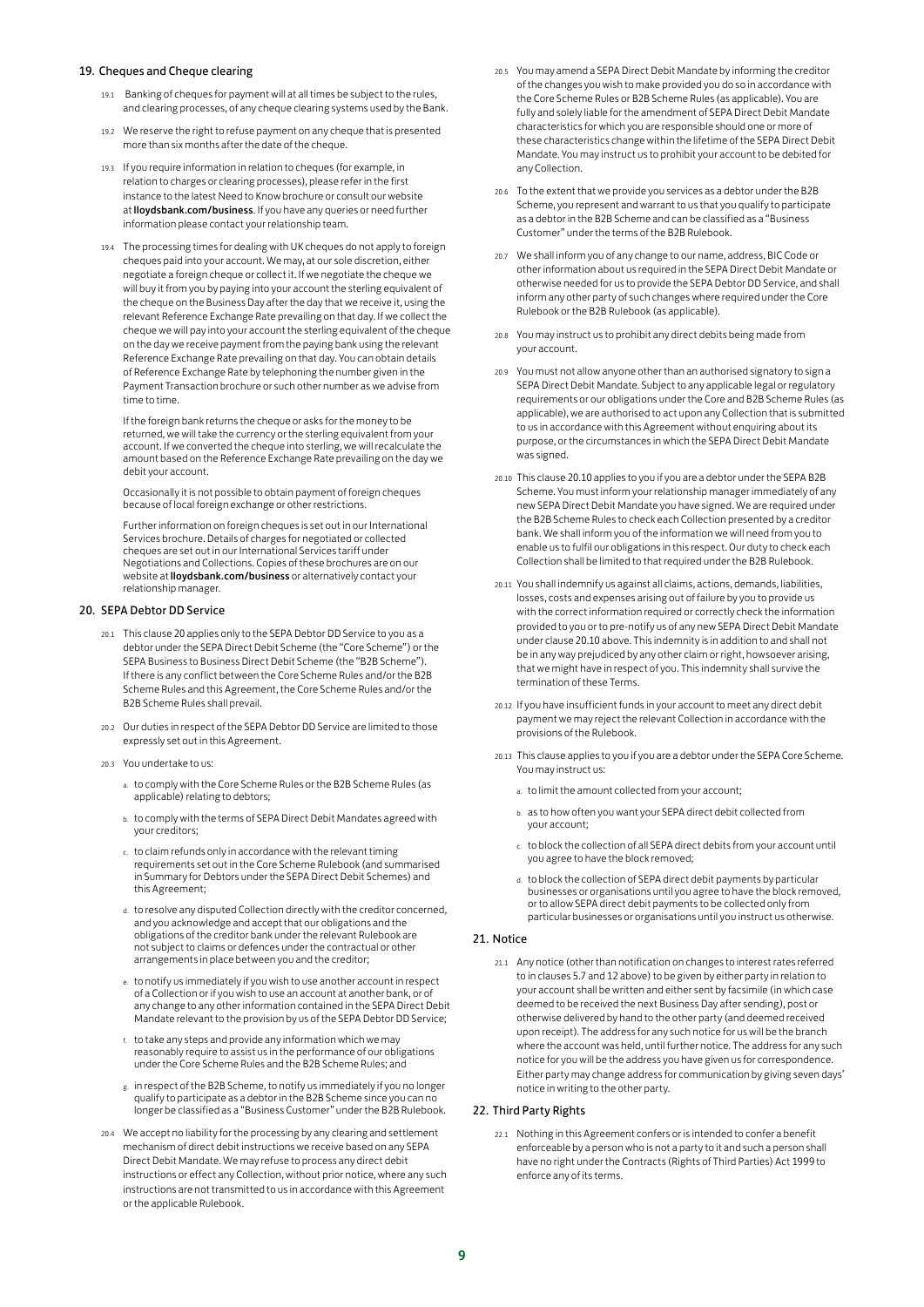## 19. Cheques and Cheque clearing

19.1 Banking of cheques for payment will at all times be subject to the rules, and clearing processes, of any cheque clearing systems used by the Bank.

19.2 We reserve the right to refuse payment on any cheque that is presented more than six months after the date of the cheque.

19.3 If you require information in relation to cheques (for example, in relation to charges or clearing processes), please refer in the first instance to the latest Need to Know brochure or consult our website at **lloydsbank.com/business**. If you have any queries or need further information please contact your relationship team.

19.4 The processing times for dealing with UK cheques do not apply to foreign cheques paid into your account. We may, at our sole discretion, either negotiate a foreign cheque or collect it. If we negotiate the cheque we will buy it from you by paying into your account the sterling equivalent of the cheque on the Business Day after the day that we receive it, using the relevant Reference Exchange Rate prevailing on that day. If we collect the cheque we will pay into your account the sterling equivalent of the cheque on the day we receive payment from the paying bank using the relevant Reference Exchange Rate prevailing on that day. You can obtain details of Reference Exchange Rate by telephoning the number given in the Payment Transaction brochure or such other number as we advise from time to time.

If the foreign bank returns the cheque or asks for the money to be returned, we will take the currency or the sterling equivalent from your account. If we converted the cheque into sterling, we will recalculate the amount based on the Reference Exchange Rate prevailing on the day we debit your account.

Occasionally it is not possible to obtain payment of foreign cheques because of local foreign exchange or other restrictions.

Further information on foreign cheques is set out in our International Services brochure. Details of charges for negotiated or collected cheques are set out in our International Services tariff under Negotiations and Collections. Copies of these brochures are on our website at **lloydsbank.com/business** or alternatively contact your relationship manager.

## 20. SEPA Debtor DD Service

20.1 This clause 20 applies only to the SEPA Debtor DD Service to you as a debtor under the SEPA Direct Debit Scheme (the "Core Scheme") or the SEPA Business to Business Direct Debit Scheme (the "B2B Scheme"). If there is any conflict between the Core Scheme Rules and/or the B2B Scheme Rules and this Agreement, the Core Scheme Rules and/or the B2B Scheme Rules shall prevail.

20.2 Our duties in respect of the SEPA Debtor DD Service are limited to those expressly set out in this Agreement.

20.3 You undertake to us:

a. to comply with the Core Scheme Rules or the B2B Scheme Rules (as applicable) relating to debtors;

b. to comply with the terms of SEPA Direct Debit Mandates agreed with your creditors;

c. to claim refunds only in accordance with the relevant timing requirements set out in the Core Scheme Rulebook (and summarised in Summary for Debtors under the SEPA Direct Debit Schemes) and this Agreement;

d. to resolve any disputed Collection directly with the creditor concerned, and you acknowledge and accept that our obligations and the obligations of the creditor bank under the relevant Rulebook are not subject to claims or defences under the contractual or other arrangements in place between you and the creditor;

e. to notify us immediately if you wish to use another account in respect of a Collection or if you wish to use an account at another bank, or of any change to any other information contained in the SEPA Direct Debit Mandate relevant to the provision by us of the SEPA Debtor DD Service;

f. to take any steps and provide any information which we may reasonably require to assist us in the performance of our obligations under the Core Scheme Rules and the B2B Scheme Rules; and

g. in respect of the B2B Scheme, to notify us immediately if you no longer qualify to participate as a debtor in the B2B Scheme since you can no longer be classified as a "Business Customer" under the B2B Rulebook.

20.4 We accept no liability for the processing by any clearing and settlement mechanism of direct debit instructions we receive based on any SEPA Direct Debit Mandate. We may refuse to process any direct debit instructions or effect any Collection, without prior notice, where any such instructions are not transmitted to us in accordance with this Agreement or the applicable Rulebook.

20.5 You may amend a SEPA Direct Debit Mandate by informing the creditor of the changes you wish to make provided you do so in accordance with the Core Scheme Rules or B2B Scheme Rules (as applicable). You are fully and solely liable for the amendment of SEPA Direct Debit Mandate characteristics for which you are responsible should one or more of these characteristics change within the lifetime of the SEPA Direct Debit Mandate. You may instruct us to prohibit your account to be debited for any Collection.

20.6 To the extent that we provide you services as a debtor under the B2B Scheme, you represent and warrant to us that you qualify to participate as a debtor in the B2B Scheme and can be classified as a "Business Customer" under the terms of the B2B Rulebook.

20.7 We shall inform you of any change to our name, address, BIC Code or other information about us required in the SEPA Direct Debit Mandate or otherwise needed for us to provide the SEPA Debtor DD Service, and shall inform any other party of such changes where required under the Core Rulebook or the B2B Rulebook (as applicable).

20.8 You may instruct us to prohibit any direct debits being made from your account.

20.9 You must not allow anyone other than an authorised signatory to sign a SEPA Direct Debit Mandate. Subject to any applicable legal or regulatory requirements or our obligations under the Core and B2B Scheme Rules (as applicable), we are authorised to act upon any Collection that is submitted to us in accordance with this Agreement without enquiring about its purpose, or the circumstances in which the SEPA Direct Debit Mandate was signed.

20.10 This clause 20.10 applies to you if you are a debtor under the SEPA B2B Scheme. You must inform your relationship manager immediately of any new SEPA Direct Debit Mandate you have signed. We are required under the B2B Scheme Rules to check each Collection presented by a creditor bank. We shall inform you of the information we will need from you to enable us to fulfil our obligations in this respect. Our duty to check each Collection shall be limited to that required under the B2B Rulebook.

20.11 You shall indemnify us against all claims, actions, demands, liabilities, losses, costs and expenses arising out of failure by you to provide us with the correct information required or correctly check the information provided to you or to pre-notify us of any new SEPA Direct Debit Mandate under clause 20.10 above. This indemnity is in addition to and shall not be in any way prejudiced by any other claim or right, howsoever arising, that we might have in respect of you. This indemnity shall survive the termination of these Terms.

20.12 If you have insufficient funds in your account to meet any direct debit payment we may reject the relevant Collection in accordance with the provisions of the Rulebook.

20.13 This clause applies to you if you are a debtor under the SEPA Core Scheme. You may instruct us:

a. to limit the amount collected from your account;

b. as to how often you want your SEPA direct debit collected from your account;

c. to block the collection of all SEPA direct debits from your account until you agree to have the block removed;

d. to block the collection of SEPA direct debit payments by particular businesses or organisations until you agree to have the block removed, or to allow SEPA direct debit payments to be collected only from particular businesses or organisations until you instruct us otherwise.

## 21. Notice

21.1 Any notice (other than notification on changes to interest rates referred to in clauses 5.7 and 12 above) to be given by either party in relation to your account shall be written and either sent by facsimile (in which case deemed to be received the next Business Day after sending), post or otherwise delivered by hand to the other party (and deemed received upon receipt). The address for any such notice for us will be the branch where the account was held, until further notice. The address for any such notice for you will be the address you have given us for correspondence. Either party may change address for communication by giving seven days' notice in writing to the other party.

## 22. Third Party Rights

22.1 Nothing in this Agreement confers or is intended to confer a benefit enforceable by a person who is not a party to it and such a person shall have no right under the Contracts (Rights of Third Parties) Act 1999 to enforce any of its terms.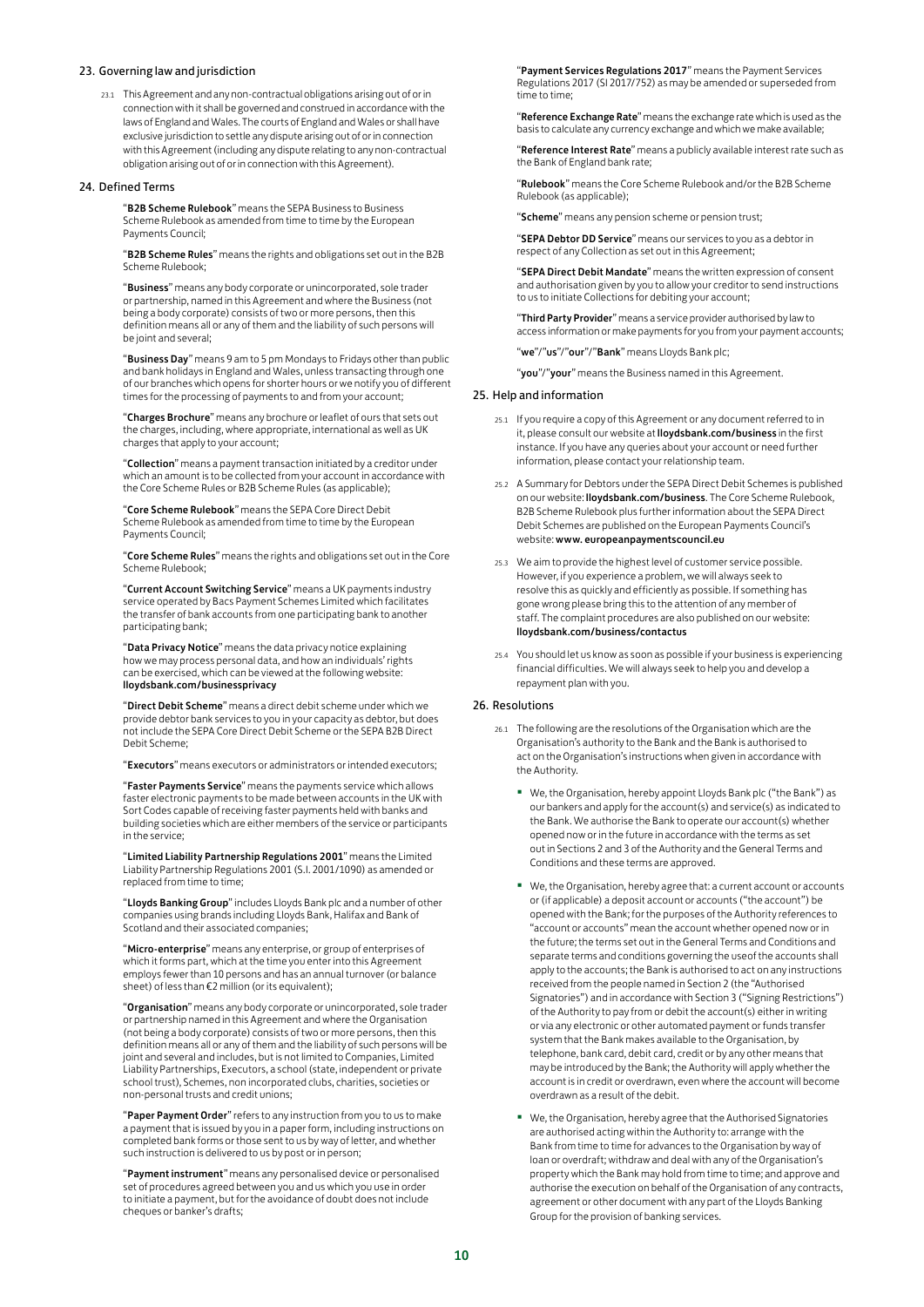## 23. Governing law and jurisdiction

23.1 This Agreement and any non-contractual obligations arising out of or in connection with it shall be governed and construed in accordance with the laws of England and Wales. The courts of England and Wales or shall have exclusive jurisdiction to settle any dispute arising out of or in connection with this Agreement (including any dispute relating to any non-contractual obligation arising out of or in connection with this Agreement).

## 24. Defined Terms

"**B2B Scheme Rulebook**" means the SEPA Business to Business Scheme Rulebook as amended from time to time by the European Payments Council;

"**B2B Scheme Rules**" means the rights and obligations set out in the B2B Scheme Rulebook;

"**Business**" means any body corporate or unincorporated, sole trader or partnership, named in this Agreement and where the Business (not being a body corporate) consists of two or more persons, then this definition means all or any of them and the liability of such persons will be joint and several;

"**Business Day**" means 9 am to 5 pm Mondays to Fridays other than public and bank holidays in England and Wales, unless transacting through one of our branches which opens for shorter hours or we notify you of different times for the processing of payments to and from your account;

"**Charges Brochure**" means any brochure or leaflet of ours that sets out the charges, including, where appropriate, international as well as UK charges that apply to your account;

"**Collection**" means a payment transaction initiated by a creditor under which an amount is to be collected from your account in accordance with the Core Scheme Rules or B2B Scheme Rules (as applicable);

"**Core Scheme Rulebook**" means the SEPA Core Direct Debit Scheme Rulebook as amended from time to time by the European Payments Council;

"**Core Scheme Rules**" means the rights and obligations set out in the Core Scheme Rulebook;

"**Current Account Switching Service**" means a UK payments industry service operated by Bacs Payment Schemes Limited which facilitates the transfer of bank accounts from one participating bank to another participating bank;

"**Data Privacy Notice**" means the data privacy notice explaining how we may process personal data, and how an individuals' rights can be exercised, which can be viewed at the following website: **lloydsbank.com/businessprivacy**

"**Direct Debit Scheme**" means a direct debit scheme under which we provide debtor bank services to you in your capacity as debtor, but does not include the SEPA Core Direct Debit Scheme or the SEPA B2B Direct Debit Scheme;

"**Executors**" means executors or administrators or intended executors;

"**Faster Payments Service**" means the payments service which allows faster electronic payments to be made between accounts in the UK with Sort Codes capable of receiving faster payments held with banks and building societies which are either members of the service or participants in the service;

"**Limited Liability Partnership Regulations 2001**" means the Limited Liability Partnership Regulations 2001 (S.I. 2001/1090) as amended or replaced from time to time;

"**Lloyds Banking Group**" includes Lloyds Bank plc and a number of other companies using brands including Lloyds Bank, Halifax and Bank of Scotland and their associated companies;

"**Micro-enterprise**" means any enterprise, or group of enterprises of which it forms part, which at the time you enter into this Agreement employs fewer than 10 persons and has an annual turnover (or balance sheet) of less than €2 million (or its equivalent);

"**Organisation**" means any body corporate or unincorporated, sole trader or partnership named in this Agreement and where the Organisation (not being a body corporate) consists of two or more persons, then this definition means all or any of them and the liability of such persons will be joint and several and includes, but is not limited to Companies, Limited Liability Partnerships, Executors, a school (state, independent or private school trust), Schemes, non incorporated clubs, charities, societies or non-personal trusts and credit unions;

"**Paper Payment Order**" refers to any instruction from you to us to make a payment that is issued by you in a paper form, including instructions on completed bank forms or those sent to us by way of letter, and whether such instruction is delivered to us by post or in person;

"**Payment instrument**" means any personalised device or personalised set of procedures agreed between you and us which you use in order to initiate a payment, but for the avoidance of doubt does not include cheques or banker's drafts;

"**Payment Services Regulations 2017**" means the Payment Services Regulations 2017 (SI 2017/752) as may be amended or superseded from time to time;

"**Reference Exchange Rate**" means the exchange rate which is used as the basis to calculate any currency exchange and which we make available;

"**Reference Interest Rate**" means a publicly available interest rate such as the Bank of England bank rate;

"**Rulebook**" means the Core Scheme Rulebook and/or the B2B Scheme Rulebook (as applicable);

"**Scheme**" means any pension scheme or pension trust;

"**SEPA Debtor DD Service**" means our services to you as a debtor in respect of any Collection as set out in this Agreement;

"**SEPA Direct Debit Mandate**" means the written expression of consent and authorisation given by you to allow your creditor to send instructions to us to initiate Collections for debiting your account;

"**Third Party Provider**" means a service provider authorised by law to access information or make payments for you from your payment accounts;

"**we**"/"**us**"/"**our**"/"**Bank**" means Lloyds Bank plc;

"**you**"/"**your**" means the Business named in this Agreement.

## 25. Help and information

25.1 If you require a copy of this Agreement or any document referred to in it, please consult our website at **lloydsbank.com/business** in the first instance. If you have any queries about your account or need further information, please contact your relationship team.

25.2 A Summary for Debtors under the SEPA Direct Debit Schemes is published on our website: **lloydsbank.com/business**. The Core Scheme Rulebook, B2B Scheme Rulebook plus further information about the SEPA Direct Debit Schemes are published on the European Payments Council's website: **www. europeanpaymentscouncil.eu**

25.3 We aim to provide the highest level of customer service possible. However, if you experience a problem, we will always seek to resolve this as quickly and efficiently as possible. If something has gone wrong please bring this to the attention of any member of staff. The complaint procedures are also published on our website: **lloydsbank.com/business/contactus**

25.4 You should let us know as soon as possible if your business is experiencing financial difficulties. We will always seek to help you and develop a repayment plan with you.

## 26. Resolutions

26.1 The following are the resolutions of the Organisation which are the Organisation's authority to the Bank and the Bank is authorised to act on the Organisation's instructions when given in accordance with the Authority.

- We, the Organisation, hereby appoint Lloyds Bank plc ("the Bank") as our bankers and apply for the account(s) and service(s) as indicated to the Bank. We authorise the Bank to operate our account(s) whether opened now or in the future in accordance with the terms as set out in Sections 2 and 3 of the Authority and the General Terms and Conditions and these terms are approved.
- We, the Organisation, hereby agree that: a current account or accounts or (if applicable) a deposit account or accounts ("the account") be opened with the Bank; for the purposes of the Authority references to "account or accounts" mean the account whether opened now or in the future; the terms set out in the General Terms and Conditions and separate terms and conditions governing the useof the accounts shall apply to the accounts; the Bank is authorised to act on any instructions received from the people named in Section 2 (the "Authorised Signatories") and in accordance with Section 3 ("Signing Restrictions") of the Authority to pay from or debit the account(s) either in writing or via any electronic or other automated payment or funds transfer system that the Bank makes available to the Organisation, by telephone, bank card, debit card, credit or by any other means that may be introduced by the Bank; the Authority will apply whether the account is in credit or overdrawn, even where the account will become overdrawn as a result of the debit.
- We, the Organisation, hereby agree that the Authorised Signatories are authorised acting within the Authority to: arrange with the Bank from time to time for advances to the Organisation by way of loan or overdraft; withdraw and deal with any of the Organisation's property which the Bank may hold from time to time; and approve and authorise the execution on behalf of the Organisation of any contracts, agreement or other document with any part of the Lloyds Banking Group for the provision of banking services.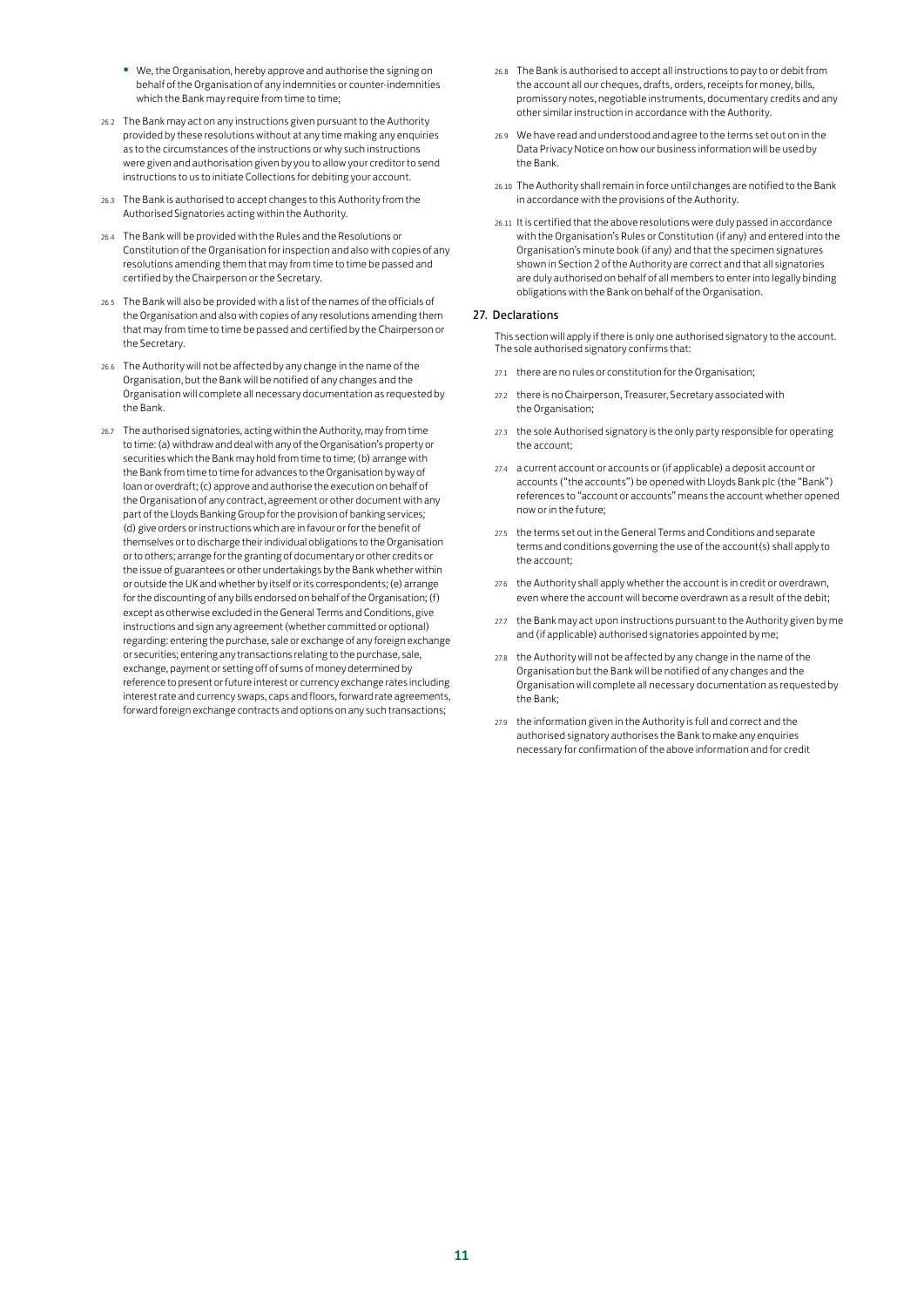- We, the Organisation, hereby approve and authorise the signing on behalf of the Organisation of any indemnities or counter-indemnities which the Bank may require from time to time;

26.2 The Bank may act on any instructions given pursuant to the Authority provided by these resolutions without at any time making any enquiries as to the circumstances of the instructions or why such instructions were given and authorisation given by you to allow your creditor to send instructions to us to initiate Collections for debiting your account.

26.3 The Bank is authorised to accept changes to this Authority from the Authorised Signatories acting within the Authority.

26.4 The Bank will be provided with the Rules and the Resolutions or Constitution of the Organisation for inspection and also with copies of any resolutions amending them that may from time to time be passed and certified by the Chairperson or the Secretary.

26.5 The Bank will also be provided with a list of the names of the officials of the Organisation and also with copies of any resolutions amending them that may from time to time be passed and certified by the Chairperson or the Secretary.

26.6 The Authority will not be affected by any change in the name of the Organisation, but the Bank will be notified of any changes and the Organisation will complete all necessary documentation as requested by the Bank.

26.7 The authorised signatories, acting within the Authority, may from time to time: (a) withdraw and deal with any of the Organisation's property or securities which the Bank may hold from time to time; (b) arrange with the Bank from time to time for advances to the Organisation by way of loan or overdraft; (c) approve and authorise the execution on behalf of the Organisation of any contract, agreement or other document with any part of the Lloyds Banking Group for the provision of banking services; (d) give orders or instructions which are in favour or for the benefit of themselves or to discharge their individual obligations to the Organisation or to others; arrange for the granting of documentary or other credits or the issue of guarantees or other undertakings by the Bank whether within or outside the UK and whether by itself or its correspondents; (e) arrange for the discounting of any bills endorsed on behalf of the Organisation; (f) except as otherwise excluded in the General Terms and Conditions, give instructions and sign any agreement (whether committed or optional) regarding: entering the purchase, sale or exchange of any foreign exchange or securities; entering any transactions relating to the purchase, sale, exchange, payment or setting off of sums of money determined by reference to present or future interest or currency exchange rates including interest rate and currency swaps, caps and floors, forward rate agreements, forward foreign exchange contracts and options on any such transactions;

26.8 The Bank is authorised to accept all instructions to pay to or debit from the account all our cheques, drafts, orders, receipts for money, bills, promissory notes, negotiable instruments, documentary credits and any other similar instruction in accordance with the Authority.

26.9 We have read and understood and agree to the terms set out on in the Data Privacy Notice on how our business information will be used by the Bank.

26.10 The Authority shall remain in force until changes are notified to the Bank in accordance with the provisions of the Authority.

26.11 It is certified that the above resolutions were duly passed in accordance with the Organisation's Rules or Constitution (if any) and entered into the Organisation's minute book (if any) and that the specimen signatures shown in Section 2 of the Authority are correct and that all signatories are duly authorised on behalf of all members to enter into legally binding obligations with the Bank on behalf of the Organisation.

## 27. Declarations

This section will apply if there is only one authorised signatory to the account. The sole authorised signatory confirms that:

27.1 there are no rules or constitution for the Organisation;

27.2 there is no Chairperson, Treasurer, Secretary associated with the Organisation;

27.3 the sole Authorised signatory is the only party responsible for operating the account;

27.4 a current account or accounts or (if applicable) a deposit account or accounts ("the accounts") be opened with Lloyds Bank plc (the "Bank") references to "account or accounts" means the account whether opened now or in the future;

27.5 the terms set out in the General Terms and Conditions and separate terms and conditions governing the use of the account(s) shall apply to the account;

27.6 the Authority shall apply whether the account is in credit or overdrawn, even where the account will become overdrawn as a result of the debit;

27.7 the Bank may act upon instructions pursuant to the Authority given by me and (if applicable) authorised signatories appointed by me;

27.8 the Authority will not be affected by any change in the name of the Organisation but the Bank will be notified of any changes and the Organisation will complete all necessary documentation as requested by the Bank;

27.9 the information given in the Authority is full and correct and the authorised signatory authorises the Bank to make any enquiries necessary for confirmation of the above information and for credit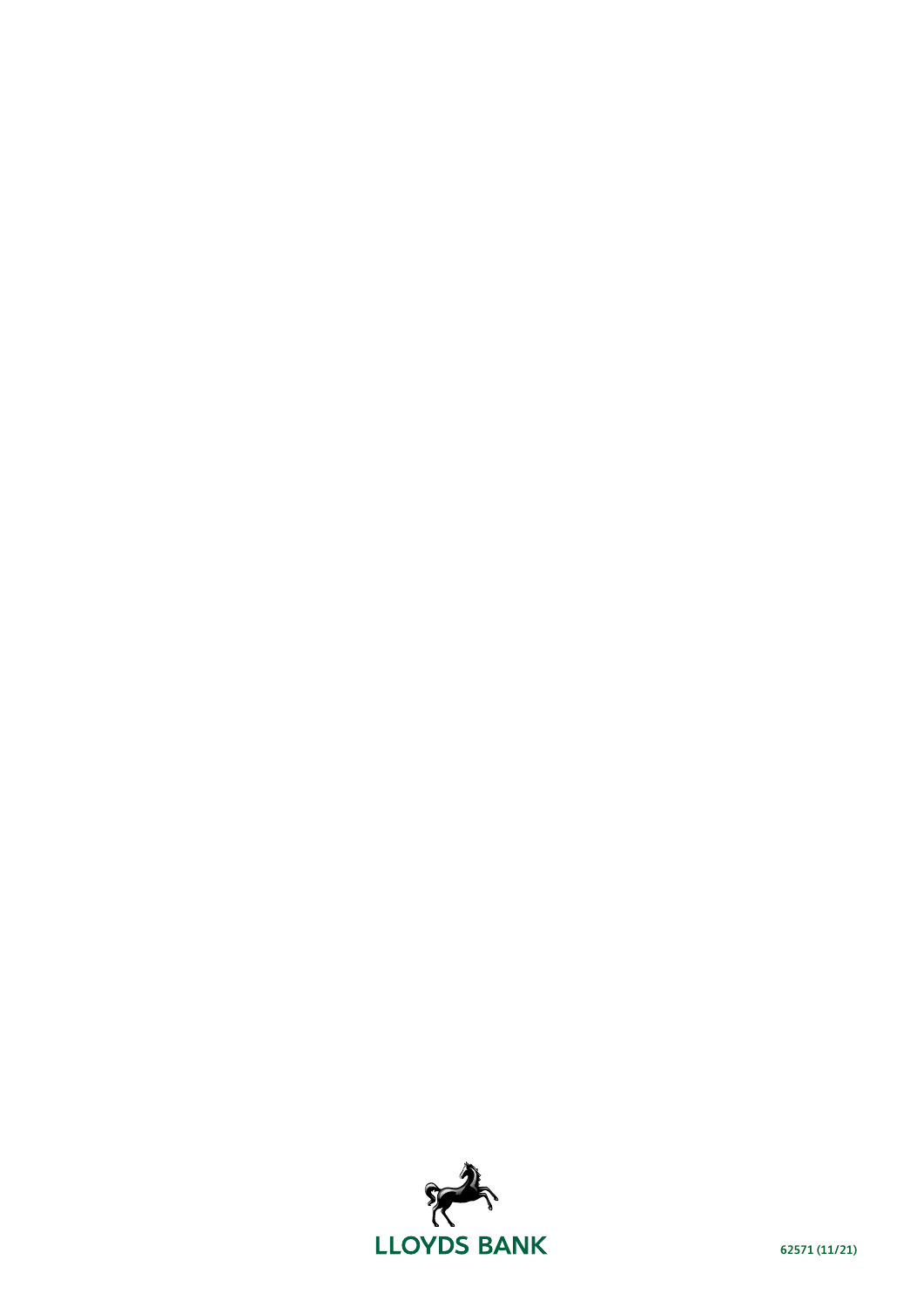LLOYDS BANK

62571 (11/21)